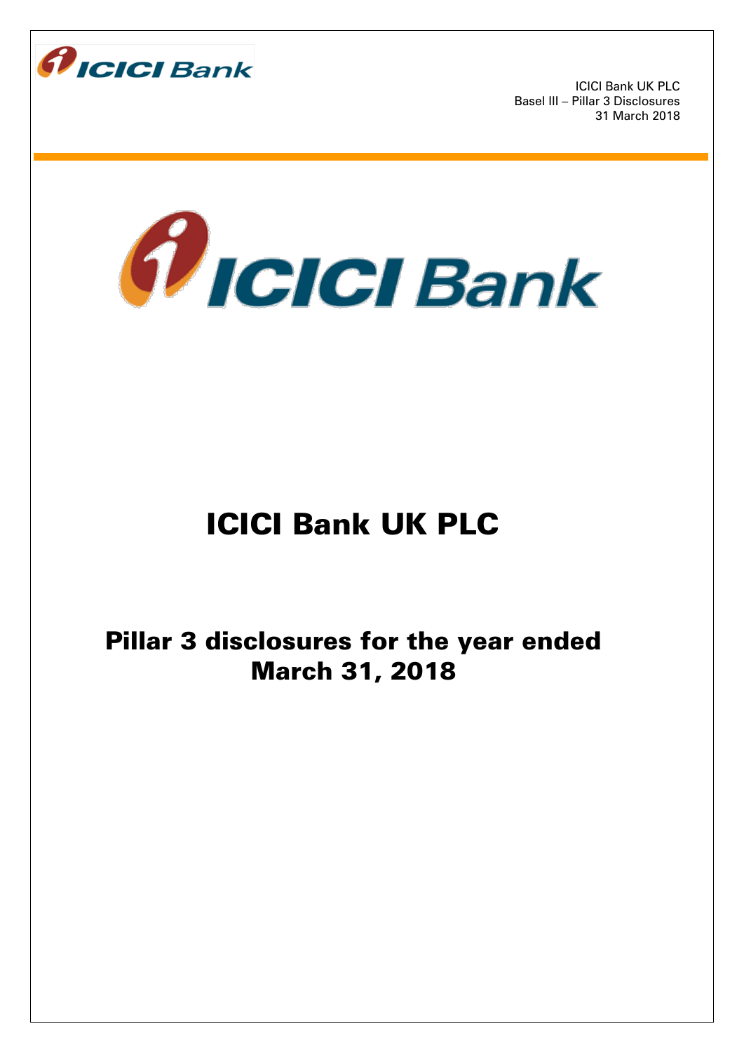ICICI Bank UK PLC
Basel III – Pillar 3 Disclosures
31 March 2018

# ICICI Bank UK PLC

## Pillar 3 disclosures for the year ended March 31, 2018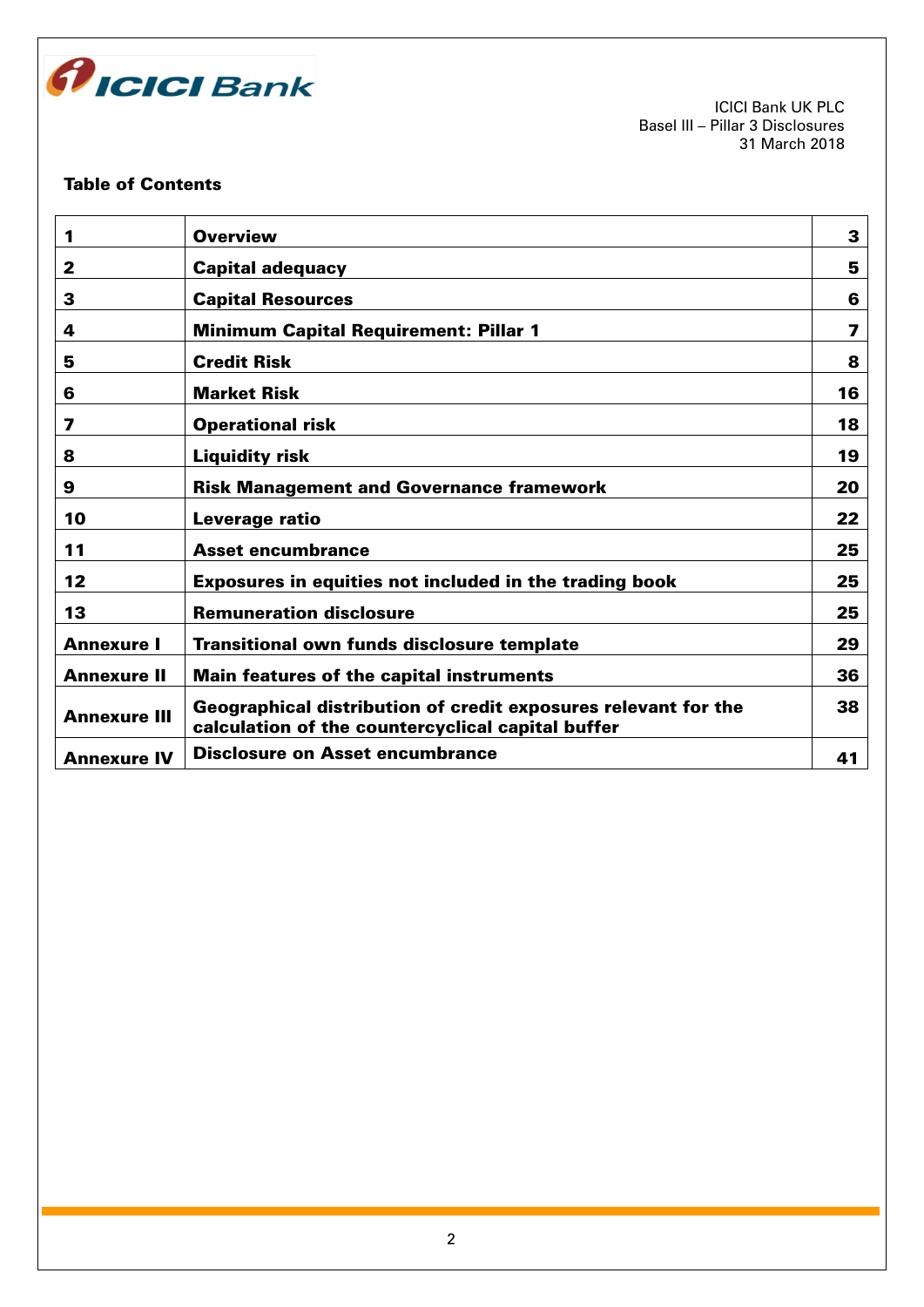## Table of Contents

| | | |
|---|---|---|
| **1** | **Overview** | **3** |
| **2** | **Capital adequacy** | **5** |
| **3** | **Capital Resources** | **6** |
| **4** | **Minimum Capital Requirement: Pillar 1** | **7** |
| **5** | **Credit Risk** | **8** |
| **6** | **Market Risk** | **16** |
| **7** | **Operational risk** | **18** |
| **8** | **Liquidity risk** | **19** |
| **9** | **Risk Management and Governance framework** | **20** |
| **10** | **Leverage ratio** | **22** |
| **11** | **Asset encumbrance** | **25** |
| **12** | **Exposures in equities not included in the trading book** | **25** |
| **13** | **Remuneration disclosure** | **25** |
| **Annexure I** | **Transitional own funds disclosure template** | **29** |
| **Annexure II** | **Main features of the capital instruments** | **36** |
| **Annexure III** | **Geographical distribution of credit exposures relevant for the calculation of the countercyclical capital buffer** | **38** |
| **Annexure IV** | **Disclosure on Asset encumbrance** | **41** |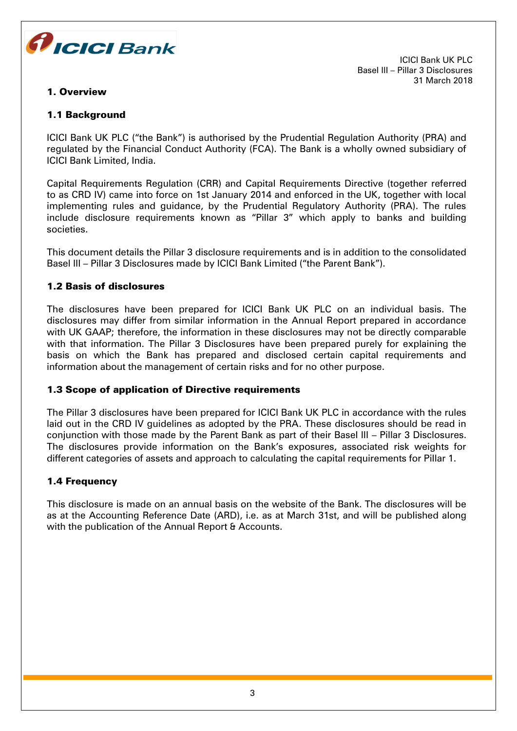# 1. Overview

## 1.1 Background

ICICI Bank UK PLC ("the Bank") is authorised by the Prudential Regulation Authority (PRA) and regulated by the Financial Conduct Authority (FCA). The Bank is a wholly owned subsidiary of ICICI Bank Limited, India.

Capital Requirements Regulation (CRR) and Capital Requirements Directive (together referred to as CRD IV) came into force on 1st January 2014 and enforced in the UK, together with local implementing rules and guidance, by the Prudential Regulatory Authority (PRA). The rules include disclosure requirements known as "Pillar 3" which apply to banks and building societies.

This document details the Pillar 3 disclosure requirements and is in addition to the consolidated Basel III – Pillar 3 Disclosures made by ICICI Bank Limited ("the Parent Bank").

## 1.2 Basis of disclosures

The disclosures have been prepared for ICICI Bank UK PLC on an individual basis. The disclosures may differ from similar information in the Annual Report prepared in accordance with UK GAAP; therefore, the information in these disclosures may not be directly comparable with that information. The Pillar 3 Disclosures have been prepared purely for explaining the basis on which the Bank has prepared and disclosed certain capital requirements and information about the management of certain risks and for no other purpose.

## 1.3 Scope of application of Directive requirements

The Pillar 3 disclosures have been prepared for ICICI Bank UK PLC in accordance with the rules laid out in the CRD IV guidelines as adopted by the PRA. These disclosures should be read in conjunction with those made by the Parent Bank as part of their Basel III – Pillar 3 Disclosures. The disclosures provide information on the Bank's exposures, associated risk weights for different categories of assets and approach to calculating the capital requirements for Pillar 1.

## 1.4 Frequency

This disclosure is made on an annual basis on the website of the Bank. The disclosures will be as at the Accounting Reference Date (ARD), i.e. as at March 31st, and will be published along with the publication of the Annual Report & Accounts.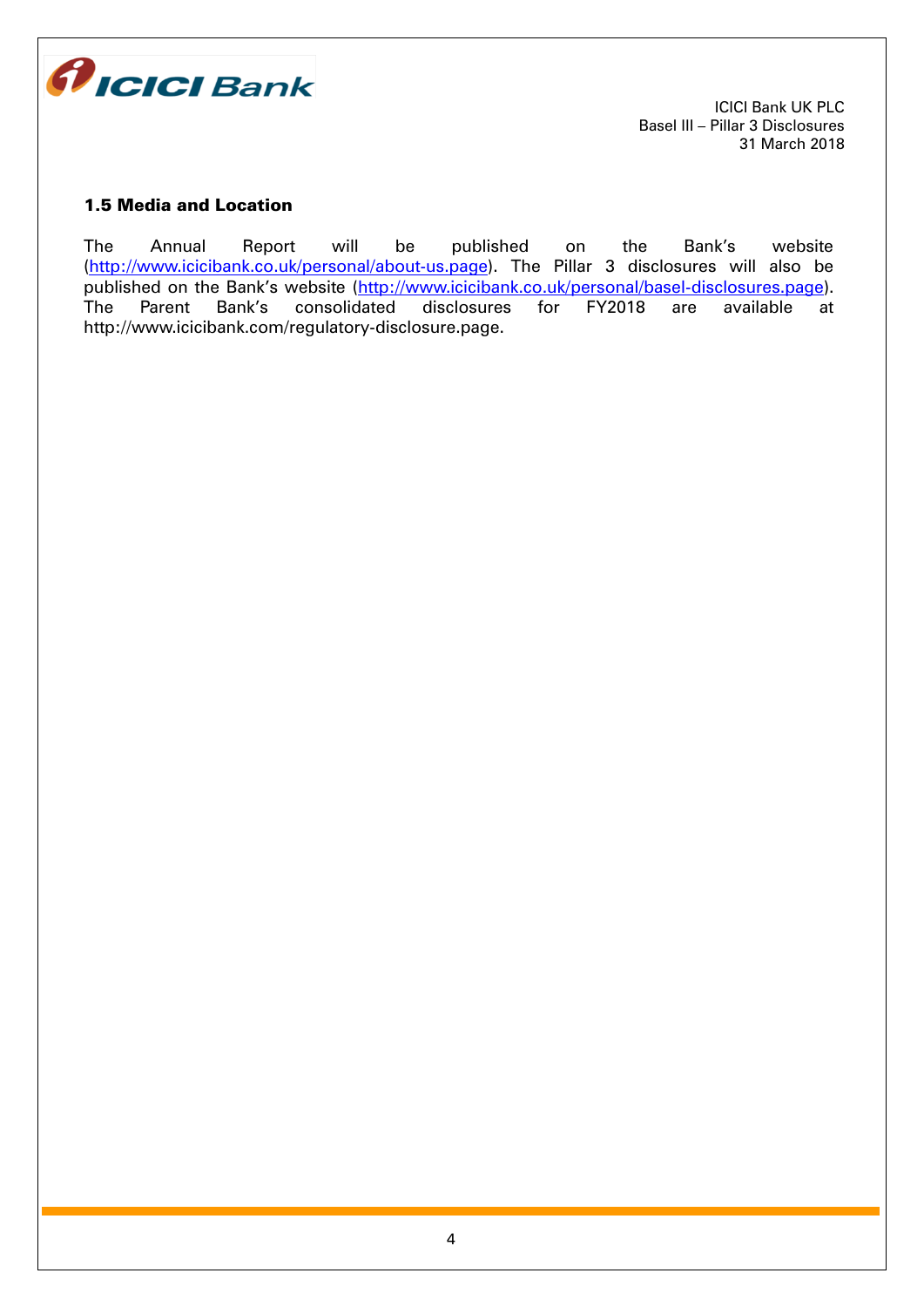### 1.5 Media and Location

The Annual Report will be published on the Bank's website (http://www.icicibank.co.uk/personal/about-us.page). The Pillar 3 disclosures will also be published on the Bank's website (http://www.icicibank.co.uk/personal/basel-disclosures.page). The Parent Bank's consolidated disclosures for FY2018 are available at http://www.icicibank.com/regulatory-disclosure.page.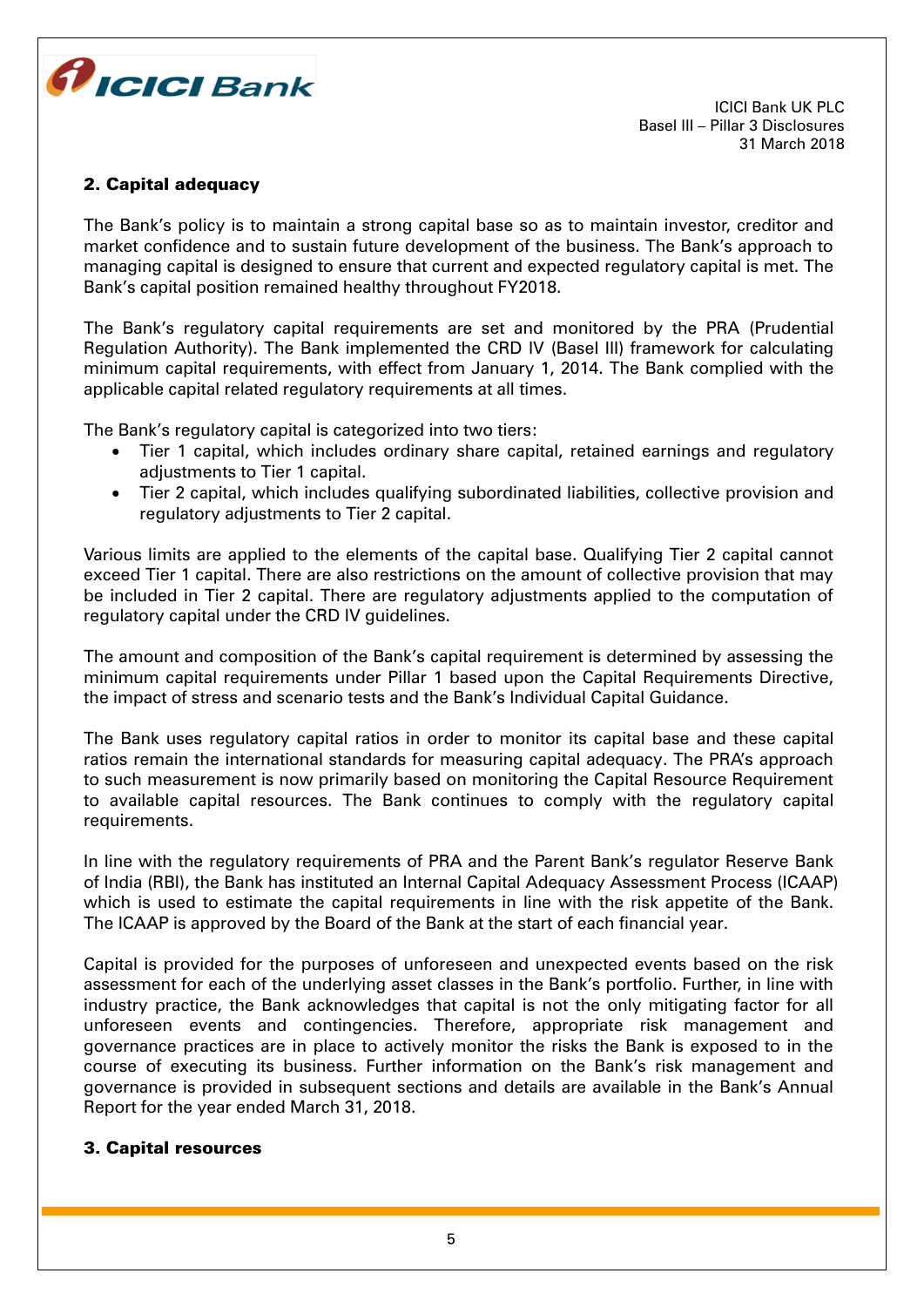## 2. Capital adequacy

The Bank's policy is to maintain a strong capital base so as to maintain investor, creditor and market confidence and to sustain future development of the business. The Bank's approach to managing capital is designed to ensure that current and expected regulatory capital is met. The Bank's capital position remained healthy throughout FY2018.

The Bank's regulatory capital requirements are set and monitored by the PRA (Prudential Regulation Authority). The Bank implemented the CRD IV (Basel III) framework for calculating minimum capital requirements, with effect from January 1, 2014. The Bank complied with the applicable capital related regulatory requirements at all times.

The Bank's regulatory capital is categorized into two tiers:

- Tier 1 capital, which includes ordinary share capital, retained earnings and regulatory adjustments to Tier 1 capital.
- Tier 2 capital, which includes qualifying subordinated liabilities, collective provision and regulatory adjustments to Tier 2 capital.

Various limits are applied to the elements of the capital base. Qualifying Tier 2 capital cannot exceed Tier 1 capital. There are also restrictions on the amount of collective provision that may be included in Tier 2 capital. There are regulatory adjustments applied to the computation of regulatory capital under the CRD IV guidelines.

The amount and composition of the Bank's capital requirement is determined by assessing the minimum capital requirements under Pillar 1 based upon the Capital Requirements Directive, the impact of stress and scenario tests and the Bank's Individual Capital Guidance.

The Bank uses regulatory capital ratios in order to monitor its capital base and these capital ratios remain the international standards for measuring capital adequacy. The PRA's approach to such measurement is now primarily based on monitoring the Capital Resource Requirement to available capital resources. The Bank continues to comply with the regulatory capital requirements.

In line with the regulatory requirements of PRA and the Parent Bank's regulator Reserve Bank of India (RBI), the Bank has instituted an Internal Capital Adequacy Assessment Process (ICAAP) which is used to estimate the capital requirements in line with the risk appetite of the Bank. The ICAAP is approved by the Board of the Bank at the start of each financial year.

Capital is provided for the purposes of unforeseen and unexpected events based on the risk assessment for each of the underlying asset classes in the Bank's portfolio. Further, in line with industry practice, the Bank acknowledges that capital is not the only mitigating factor for all unforeseen events and contingencies. Therefore, appropriate risk management and governance practices are in place to actively monitor the risks the Bank is exposed to in the course of executing its business. Further information on the Bank's risk management and governance is provided in subsequent sections and details are available in the Bank's Annual Report for the year ended March 31, 2018.

## 3. Capital resources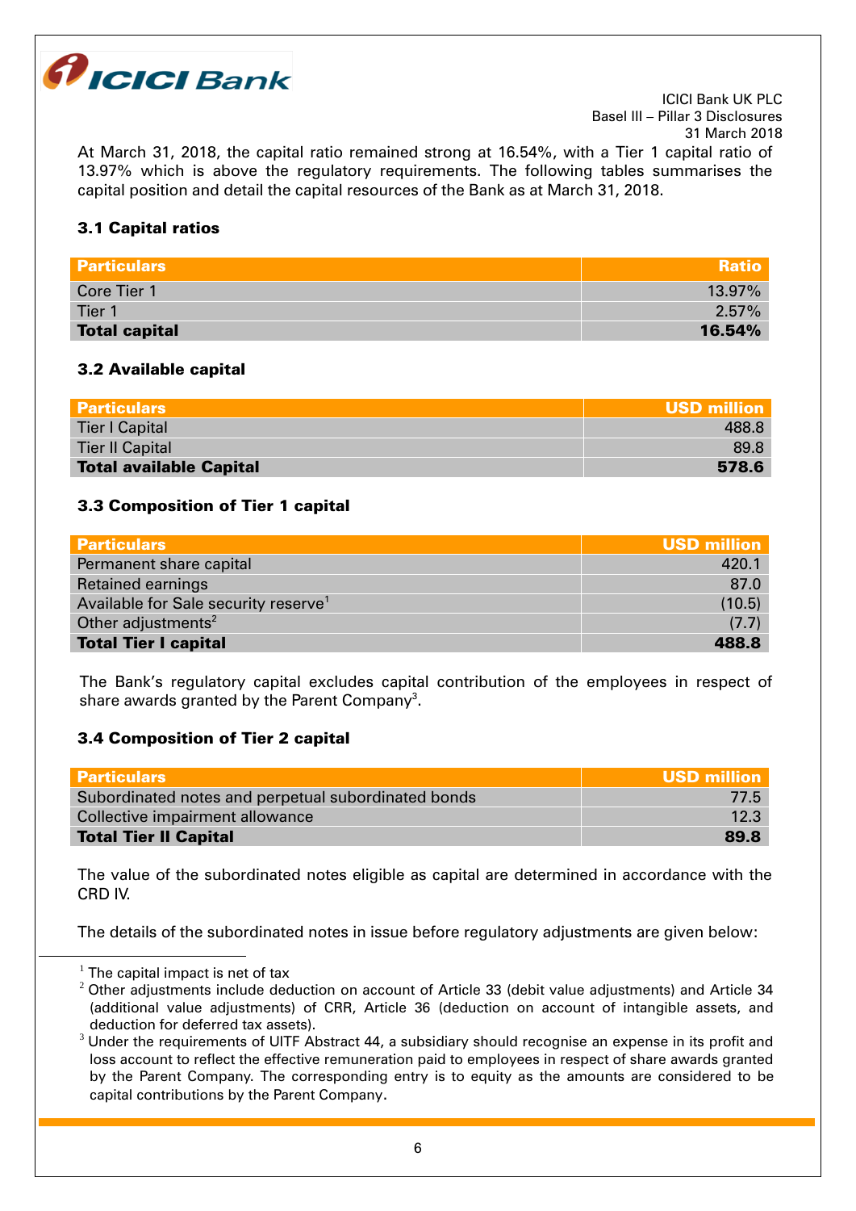At March 31, 2018, the capital ratio remained strong at 16.54%, with a Tier 1 capital ratio of 13.97% which is above the regulatory requirements. The following tables summarises the capital position and detail the capital resources of the Bank as at March 31, 2018.

### 3.1 Capital ratios

| Particulars | Ratio |
|---|---:|
| Core Tier 1 | 13.97% |
| Tier 1 | 2.57% |
| **Total capital** | **16.54%** |

### 3.2 Available capital

| Particulars | USD million |
|---|---:|
| Tier I Capital | 488.8 |
| Tier II Capital | 89.8 |
| **Total available Capital** | **578.6** |

### 3.3 Composition of Tier 1 capital

| Particulars | USD million |
|---|---:|
| Permanent share capital | 420.1 |
| Retained earnings | 87.0 |
| Available for Sale security reserve[1] | (10.5) |
| Other adjustments[2] | (7.7) |
| **Total Tier I capital** | **488.8** |

The Bank's regulatory capital excludes capital contribution of the employees in respect of share awards granted by the Parent Company[3].

### 3.4 Composition of Tier 2 capital

| Particulars | USD million |
|---|---:|
| Subordinated notes and perpetual subordinated bonds | 77.5 |
| Collective impairment allowance | 12.3 |
| **Total Tier II Capital** | **89.8** |

The value of the subordinated notes eligible as capital are determined in accordance with the CRD IV.

The details of the subordinated notes in issue before regulatory adjustments are given below:

---

[1] The capital impact is net of tax

[2] Other adjustments include deduction on account of Article 33 (debit value adjustments) and Article 34 (additional value adjustments) of CRR, Article 36 (deduction on account of intangible assets, and deduction for deferred tax assets).

[3] Under the requirements of UITF Abstract 44, a subsidiary should recognise an expense in its profit and loss account to reflect the effective remuneration paid to employees in respect of share awards granted by the Parent Company. The corresponding entry is to equity as the amounts are considered to be capital contributions by the Parent Company.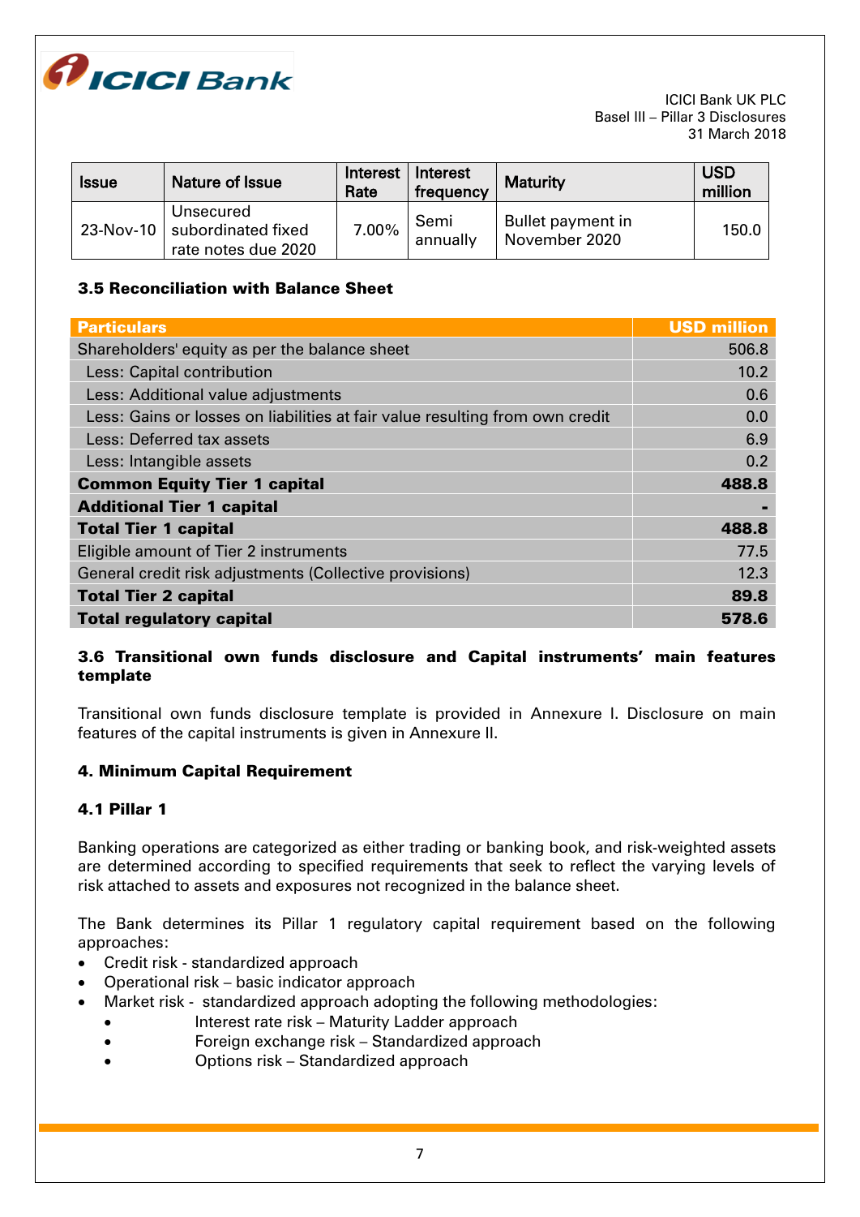| Issue | Nature of Issue | Interest Rate | Interest frequency | Maturity | USD million |
|---|---|---|---|---|---|
| 23-Nov-10 | Unsecured subordinated fixed rate notes due 2020 | 7.00% | Semi annually | Bullet payment in November 2020 | 150.0 |

### 3.5 Reconciliation with Balance Sheet

| Particulars | USD million |
|---|---|
| Shareholders' equity as per the balance sheet | 506.8 |
| Less: Capital contribution | 10.2 |
| Less: Additional value adjustments | 0.6 |
| Less: Gains or losses on liabilities at fair value resulting from own credit | 0.0 |
| Less: Deferred tax assets | 6.9 |
| Less: Intangible assets | 0.2 |
| **Common Equity Tier 1 capital** | **488.8** |
| **Additional Tier 1 capital** | **-** |
| **Total Tier 1 capital** | **488.8** |
| Eligible amount of Tier 2 instruments | 77.5 |
| General credit risk adjustments (Collective provisions) | 12.3 |
| **Total Tier 2 capital** | **89.8** |
| **Total regulatory capital** | **578.6** |

### 3.6 Transitional own funds disclosure and Capital instruments' main features template

Transitional own funds disclosure template is provided in Annexure I. Disclosure on main features of the capital instruments is given in Annexure II.

## 4. Minimum Capital Requirement

### 4.1 Pillar 1

Banking operations are categorized as either trading or banking book, and risk-weighted assets are determined according to specified requirements that seek to reflect the varying levels of risk attached to assets and exposures not recognized in the balance sheet.

The Bank determines its Pillar 1 regulatory capital requirement based on the following approaches:

- Credit risk - standardized approach
- Operational risk – basic indicator approach
- Market risk - standardized approach adopting the following methodologies:
  - Interest rate risk – Maturity Ladder approach
  - Foreign exchange risk – Standardized approach
  - Options risk – Standardized approach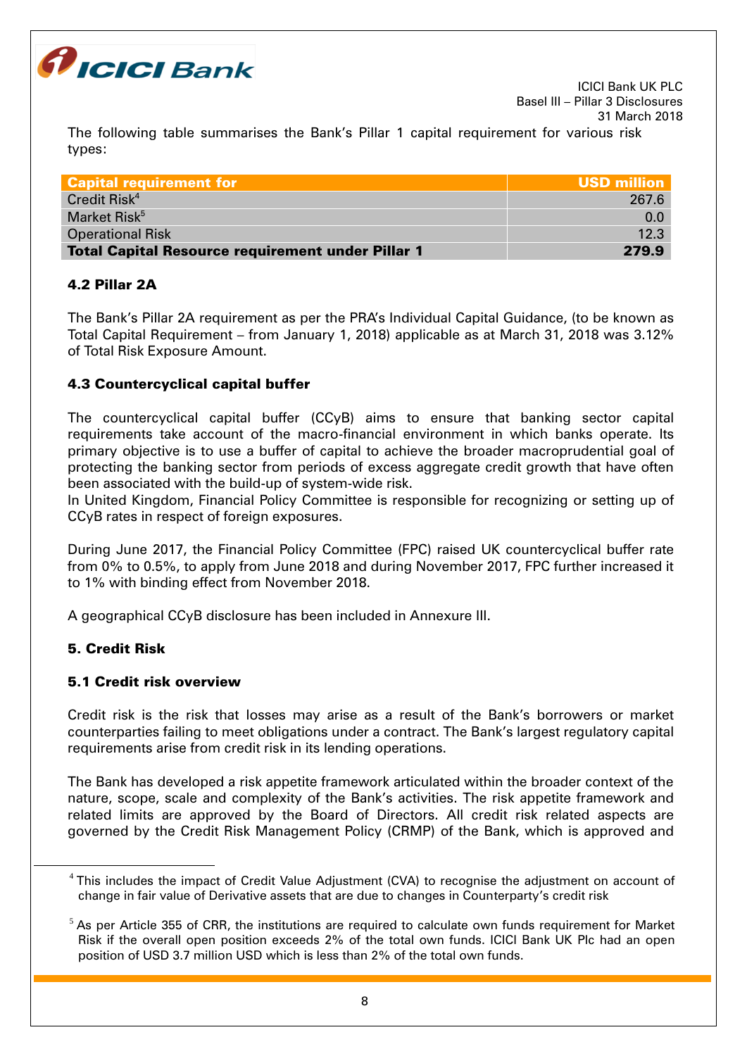The following table summarises the Bank's Pillar 1 capital requirement for various risk types:

| Capital requirement for | USD million |
|---|---|
| Credit Risk[4] | 267.6 |
| Market Risk[5] | 0.0 |
| Operational Risk | 12.3 |
| **Total Capital Resource requirement under Pillar 1** | **279.9** |

### 4.2 Pillar 2A

The Bank's Pillar 2A requirement as per the PRA's Individual Capital Guidance, (to be known as Total Capital Requirement – from January 1, 2018) applicable as at March 31, 2018 was 3.12% of Total Risk Exposure Amount.

### 4.3 Countercyclical capital buffer

The countercyclical capital buffer (CCyB) aims to ensure that banking sector capital requirements take account of the macro-financial environment in which banks operate. Its primary objective is to use a buffer of capital to achieve the broader macroprudential goal of protecting the banking sector from periods of excess aggregate credit growth that have often been associated with the build-up of system-wide risk.
In United Kingdom, Financial Policy Committee is responsible for recognizing or setting up of CCyB rates in respect of foreign exposures.

During June 2017, the Financial Policy Committee (FPC) raised UK countercyclical buffer rate from 0% to 0.5%, to apply from June 2018 and during November 2017, FPC further increased it to 1% with binding effect from November 2018.

A geographical CCyB disclosure has been included in Annexure III.

## 5. Credit Risk

### 5.1 Credit risk overview

Credit risk is the risk that losses may arise as a result of the Bank's borrowers or market counterparties failing to meet obligations under a contract. The Bank's largest regulatory capital requirements arise from credit risk in its lending operations.

The Bank has developed a risk appetite framework articulated within the broader context of the nature, scope, scale and complexity of the Bank's activities. The risk appetite framework and related limits are approved by the Board of Directors. All credit risk related aspects are governed by the Credit Risk Management Policy (CRMP) of the Bank, which is approved and

---

[4] This includes the impact of Credit Value Adjustment (CVA) to recognise the adjustment on account of change in fair value of Derivative assets that are due to changes in Counterparty's credit risk

[5] As per Article 355 of CRR, the institutions are required to calculate own funds requirement for Market Risk if the overall open position exceeds 2% of the total own funds. ICICI Bank UK Plc had an open position of USD 3.7 million USD which is less than 2% of the total own funds.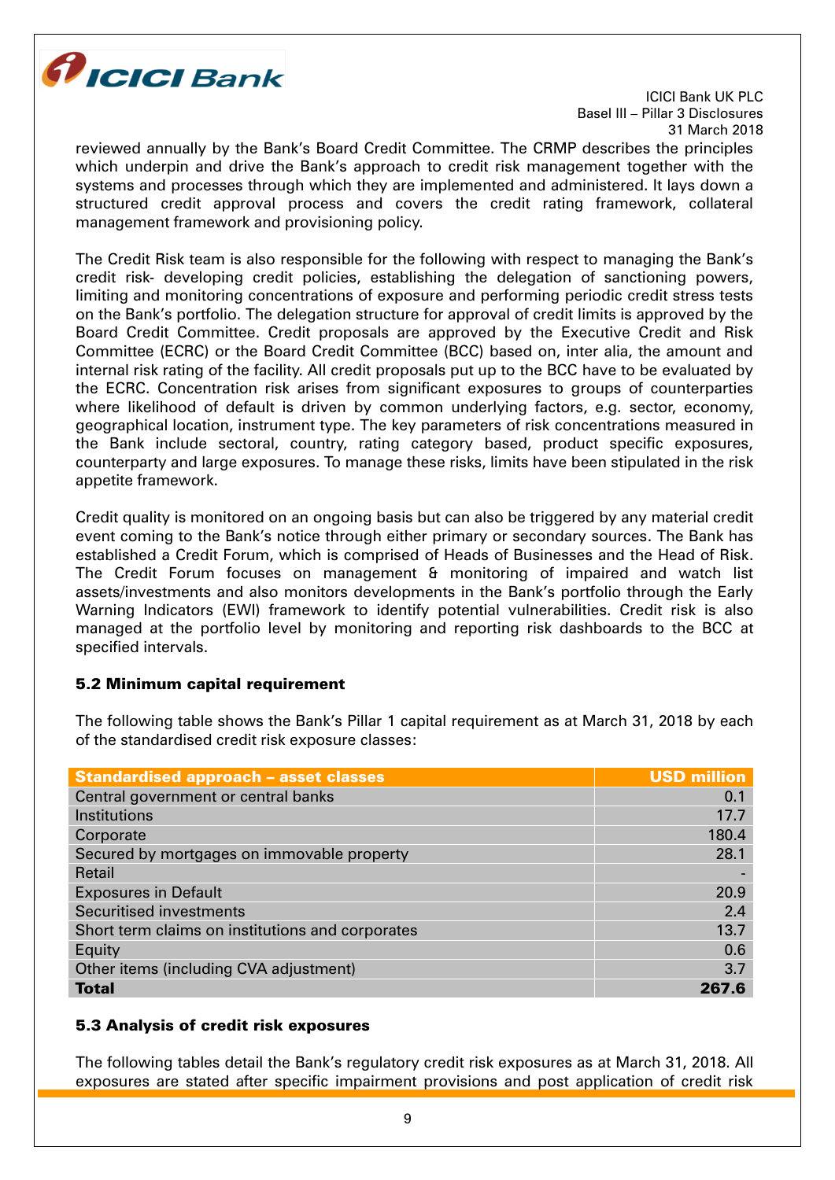reviewed annually by the Bank's Board Credit Committee. The CRMP describes the principles which underpin and drive the Bank's approach to credit risk management together with the systems and processes through which they are implemented and administered. It lays down a structured credit approval process and covers the credit rating framework, collateral management framework and provisioning policy.

The Credit Risk team is also responsible for the following with respect to managing the Bank's credit risk- developing credit policies, establishing the delegation of sanctioning powers, limiting and monitoring concentrations of exposure and performing periodic credit stress tests on the Bank's portfolio. The delegation structure for approval of credit limits is approved by the Board Credit Committee. Credit proposals are approved by the Executive Credit and Risk Committee (ECRC) or the Board Credit Committee (BCC) based on, inter alia, the amount and internal risk rating of the facility. All credit proposals put up to the BCC have to be evaluated by the ECRC. Concentration risk arises from significant exposures to groups of counterparties where likelihood of default is driven by common underlying factors, e.g. sector, economy, geographical location, instrument type. The key parameters of risk concentrations measured in the Bank include sectoral, country, rating category based, product specific exposures, counterparty and large exposures. To manage these risks, limits have been stipulated in the risk appetite framework.

Credit quality is monitored on an ongoing basis but can also be triggered by any material credit event coming to the Bank's notice through either primary or secondary sources. The Bank has established a Credit Forum, which is comprised of Heads of Businesses and the Head of Risk. The Credit Forum focuses on management & monitoring of impaired and watch list assets/investments and also monitors developments in the Bank's portfolio through the Early Warning Indicators (EWI) framework to identify potential vulnerabilities. Credit risk is also managed at the portfolio level by monitoring and reporting risk dashboards to the BCC at specified intervals.

### 5.2 Minimum capital requirement

The following table shows the Bank's Pillar 1 capital requirement as at March 31, 2018 by each of the standardised credit risk exposure classes:

| Standardised approach – asset classes | USD million |
|---|---|
| Central government or central banks | 0.1 |
| Institutions | 17.7 |
| Corporate | 180.4 |
| Secured by mortgages on immovable property | 28.1 |
| Retail | - |
| Exposures in Default | 20.9 |
| Securitised investments | 2.4 |
| Short term claims on institutions and corporates | 13.7 |
| Equity | 0.6 |
| Other items (including CVA adjustment) | 3.7 |
| **Total** | **267.6** |

### 5.3 Analysis of credit risk exposures

The following tables detail the Bank's regulatory credit risk exposures as at March 31, 2018. All exposures are stated after specific impairment provisions and post application of credit risk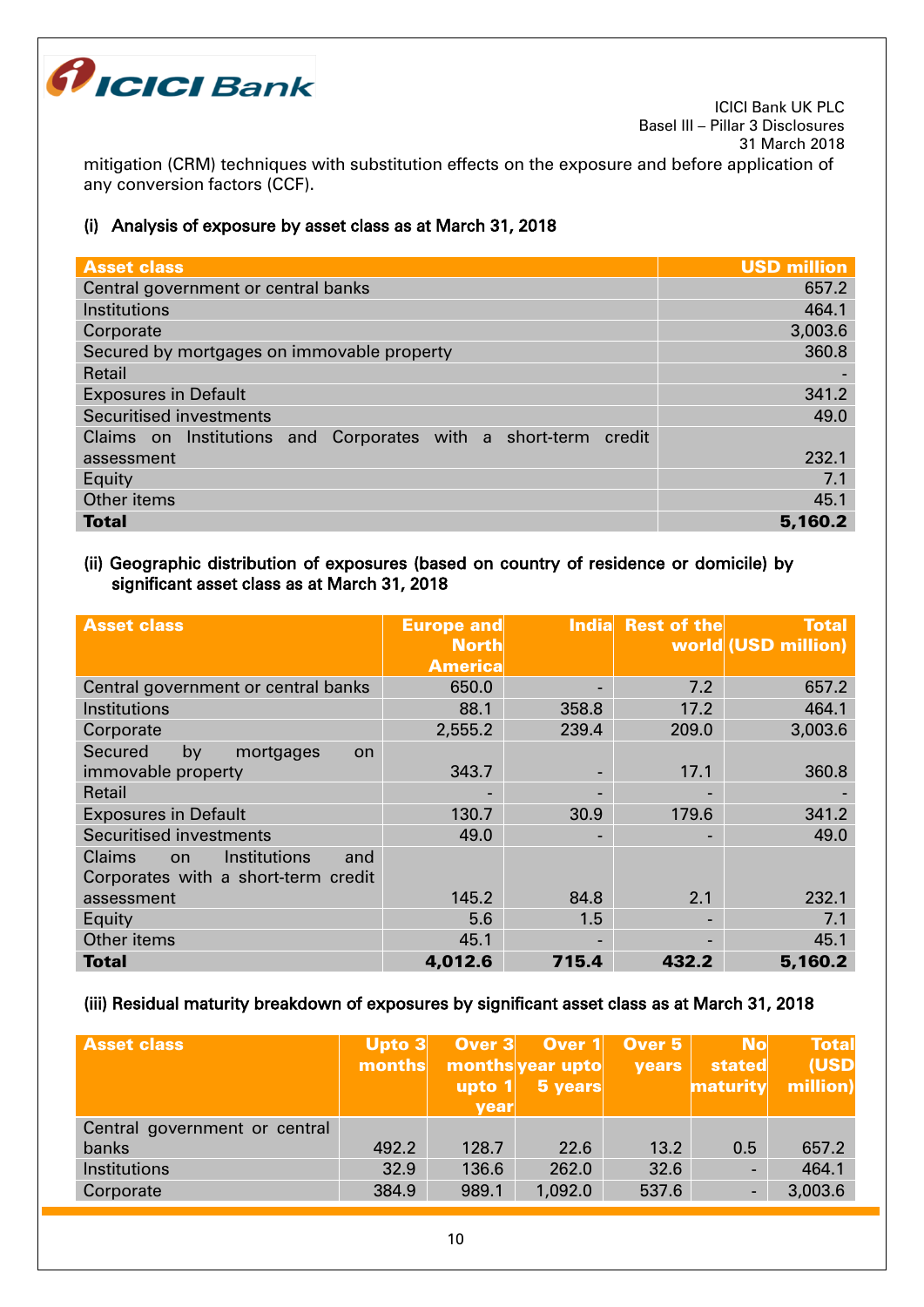mitigation (CRM) techniques with substitution effects on the exposure and before application of any conversion factors (CCF).

### (i) Analysis of exposure by asset class as at March 31, 2018

| Asset class | USD million |
|---|---|
| Central government or central banks | 657.2 |
| Institutions | 464.1 |
| Corporate | 3,003.6 |
| Secured by mortgages on immovable property | 360.8 |
| Retail | - |
| Exposures in Default | 341.2 |
| Securitised investments | 49.0 |
| Claims on Institutions and Corporates with a short-term credit assessment | 232.1 |
| Equity | 7.1 |
| Other items | 45.1 |
| **Total** | **5,160.2** |

### (ii) Geographic distribution of exposures (based on country of residence or domicile) by significant asset class as at March 31, 2018

| Asset class | Europe and North America | India | Rest of the world | Total (USD million) |
|---|---|---|---|---|
| Central government or central banks | 650.0 | - | 7.2 | 657.2 |
| Institutions | 88.1 | 358.8 | 17.2 | 464.1 |
| Corporate | 2,555.2 | 239.4 | 209.0 | 3,003.6 |
| Secured by mortgages on immovable property | 343.7 | - | 17.1 | 360.8 |
| Retail | - | - | - | - |
| Exposures in Default | 130.7 | 30.9 | 179.6 | 341.2 |
| Securitised investments | 49.0 | - | - | 49.0 |
| Claims on Institutions and Corporates with a short-term credit assessment | 145.2 | 84.8 | 2.1 | 232.1 |
| Equity | 5.6 | 1.5 | - | 7.1 |
| Other items | 45.1 | - | - | 45.1 |
| **Total** | **4,012.6** | **715.4** | **432.2** | **5,160.2** |

### (iii) Residual maturity breakdown of exposures by significant asset class as at March 31, 2018

| Asset class | Upto 3 months | Over 3 months upto 1 year | Over 1 year upto 5 years | Over 5 years | No stated maturity | Total (USD million) |
|---|---|---|---|---|---|---|
| Central government or central banks | 492.2 | 128.7 | 22.6 | 13.2 | 0.5 | 657.2 |
| Institutions | 32.9 | 136.6 | 262.0 | 32.6 | - | 464.1 |
| Corporate | 384.9 | 989.1 | 1,092.0 | 537.6 | - | 3,003.6 |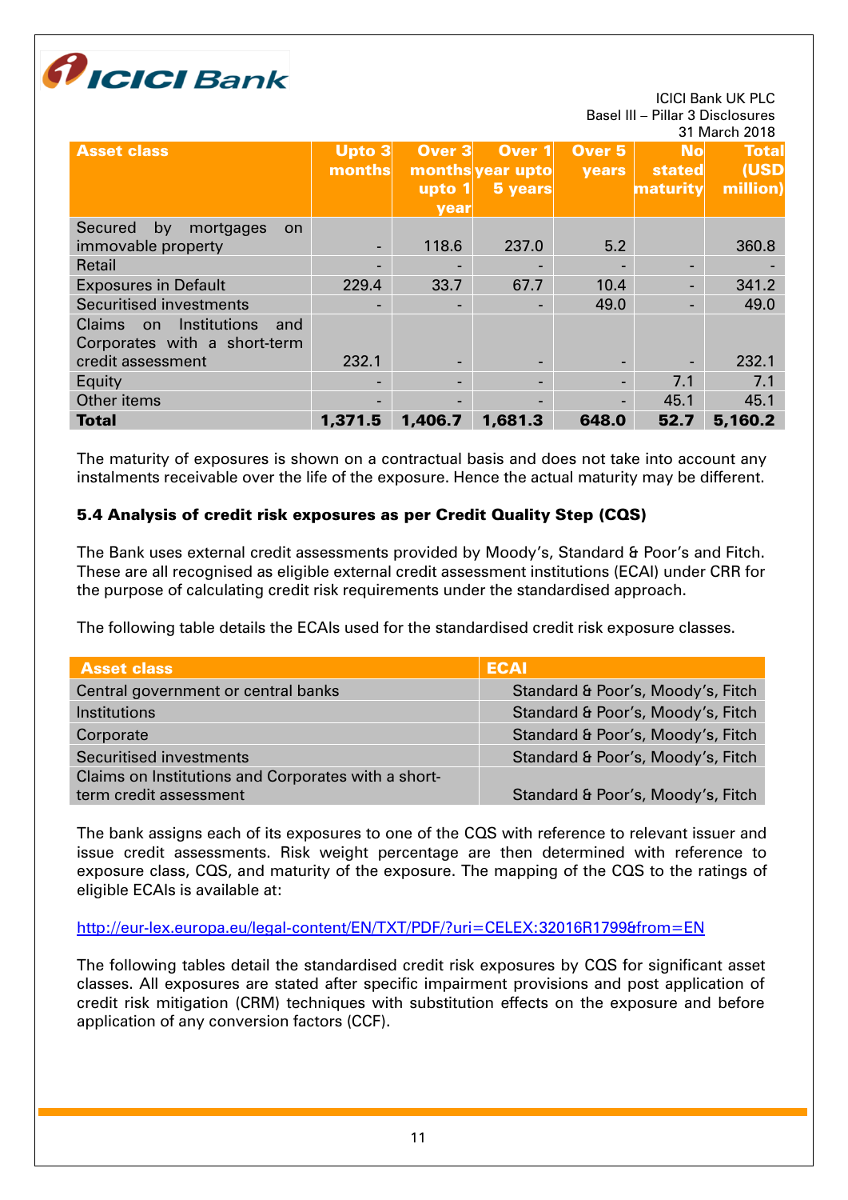| Asset class | Upto 3 months | Over 3 months upto 1 year | Over 1 year upto 5 years | Over 5 years | No stated maturity | Total (USD million) |
|---|---|---|---|---|---|---|
| Secured by mortgages on immovable property | - | 118.6 | 237.0 | 5.2 | | 360.8 |
| Retail | - | - | - | - | - | - |
| Exposures in Default | 229.4 | 33.7 | 67.7 | 10.4 | - | 341.2 |
| Securitised investments | - | - | - | 49.0 | - | 49.0 |
| Claims on Institutions and Corporates with a short-term credit assessment | 232.1 | - | - | - | - | 232.1 |
| Equity | - | - | - | - | 7.1 | 7.1 |
| Other items | - | - | - | - | 45.1 | 45.1 |
| **Total** | **1,371.5** | **1,406.7** | **1,681.3** | **648.0** | **52.7** | **5,160.2** |

The maturity of exposures is shown on a contractual basis and does not take into account any instalments receivable over the life of the exposure. Hence the actual maturity may be different.

### 5.4 Analysis of credit risk exposures as per Credit Quality Step (CQS)

The Bank uses external credit assessments provided by Moody's, Standard & Poor's and Fitch. These are all recognised as eligible external credit assessment institutions (ECAI) under CRR for the purpose of calculating credit risk requirements under the standardised approach.

The following table details the ECAIs used for the standardised credit risk exposure classes.

| Asset class | ECAI |
|---|---|
| Central government or central banks | Standard & Poor's, Moody's, Fitch |
| Institutions | Standard & Poor's, Moody's, Fitch |
| Corporate | Standard & Poor's, Moody's, Fitch |
| Securitised investments | Standard & Poor's, Moody's, Fitch |
| Claims on Institutions and Corporates with a short-term credit assessment | Standard & Poor's, Moody's, Fitch |

The bank assigns each of its exposures to one of the CQS with reference to relevant issuer and issue credit assessments. Risk weight percentage are then determined with reference to exposure class, CQS, and maturity of the exposure. The mapping of the CQS to the ratings of eligible ECAIs is available at:

http://eur-lex.europa.eu/legal-content/EN/TXT/PDF/?uri=CELEX:32016R1799&from=EN

The following tables detail the standardised credit risk exposures by CQS for significant asset classes. All exposures are stated after specific impairment provisions and post application of credit risk mitigation (CRM) techniques with substitution effects on the exposure and before application of any conversion factors (CCF).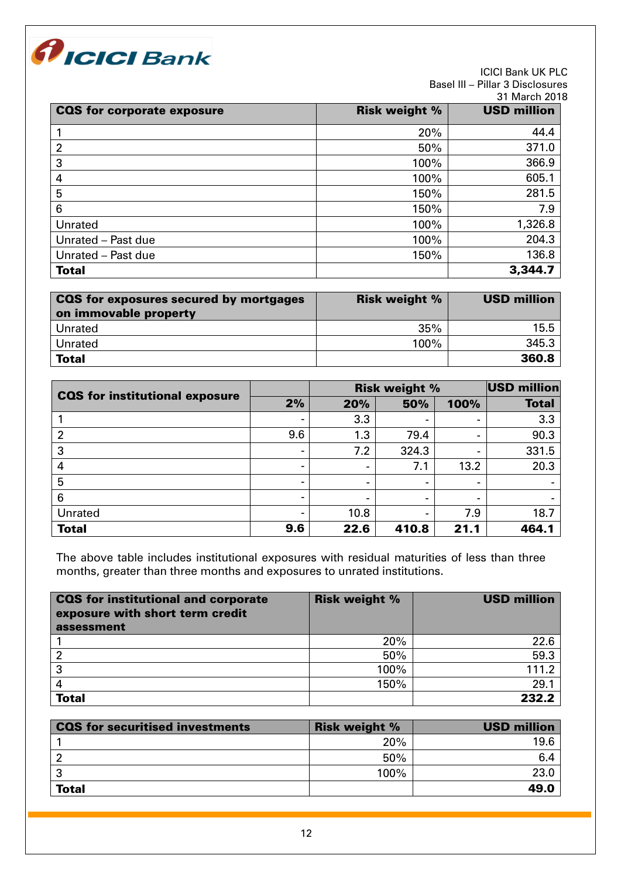| CQS for corporate exposure | Risk weight % | USD million |
|---|---|---|
| 1 | 20% | 44.4 |
| 2 | 50% | 371.0 |
| 3 | 100% | 366.9 |
| 4 | 100% | 605.1 |
| 5 | 150% | 281.5 |
| 6 | 150% | 7.9 |
| Unrated | 100% | 1,326.8 |
| Unrated – Past due | 100% | 204.3 |
| Unrated – Past due | 150% | 136.8 |
| **Total** | | **3,344.7** |

| CQS for exposures secured by mortgages on immovable property | Risk weight % | USD million |
|---|---|---|
| Unrated | 35% | 15.5 |
| Unrated | 100% | 345.3 |
| **Total** | | **360.8** |

| CQS for institutional exposure | Risk weight % | | | | USD million |
|---|---|---|---|---|---|
| | 2% | 20% | 50% | 100% | Total |
| 1 | - | 3.3 | - | - | 3.3 |
| 2 | 9.6 | 1.3 | 79.4 | - | 90.3 |
| 3 | - | 7.2 | 324.3 | - | 331.5 |
| 4 | - | - | 7.1 | 13.2 | 20.3 |
| 5 | - | - | - | - | - |
| 6 | - | - | - | - | - |
| Unrated | - | 10.8 | - | 7.9 | 18.7 |
| **Total** | **9.6** | **22.6** | **410.8** | **21.1** | **464.1** |

The above table includes institutional exposures with residual maturities of less than three months, greater than three months and exposures to unrated institutions.

| CQS for institutional and corporate exposure with short term credit assessment | Risk weight % | USD million |
|---|---|---|
| 1 | 20% | 22.6 |
| 2 | 50% | 59.3 |
| 3 | 100% | 111.2 |
| 4 | 150% | 29.1 |
| **Total** | | **232.2** |

| CQS for securitised investments | Risk weight % | USD million |
|---|---|---|
| 1 | 20% | 19.6 |
| 2 | 50% | 6.4 |
| 3 | 100% | 23.0 |
| **Total** | | **49.0** |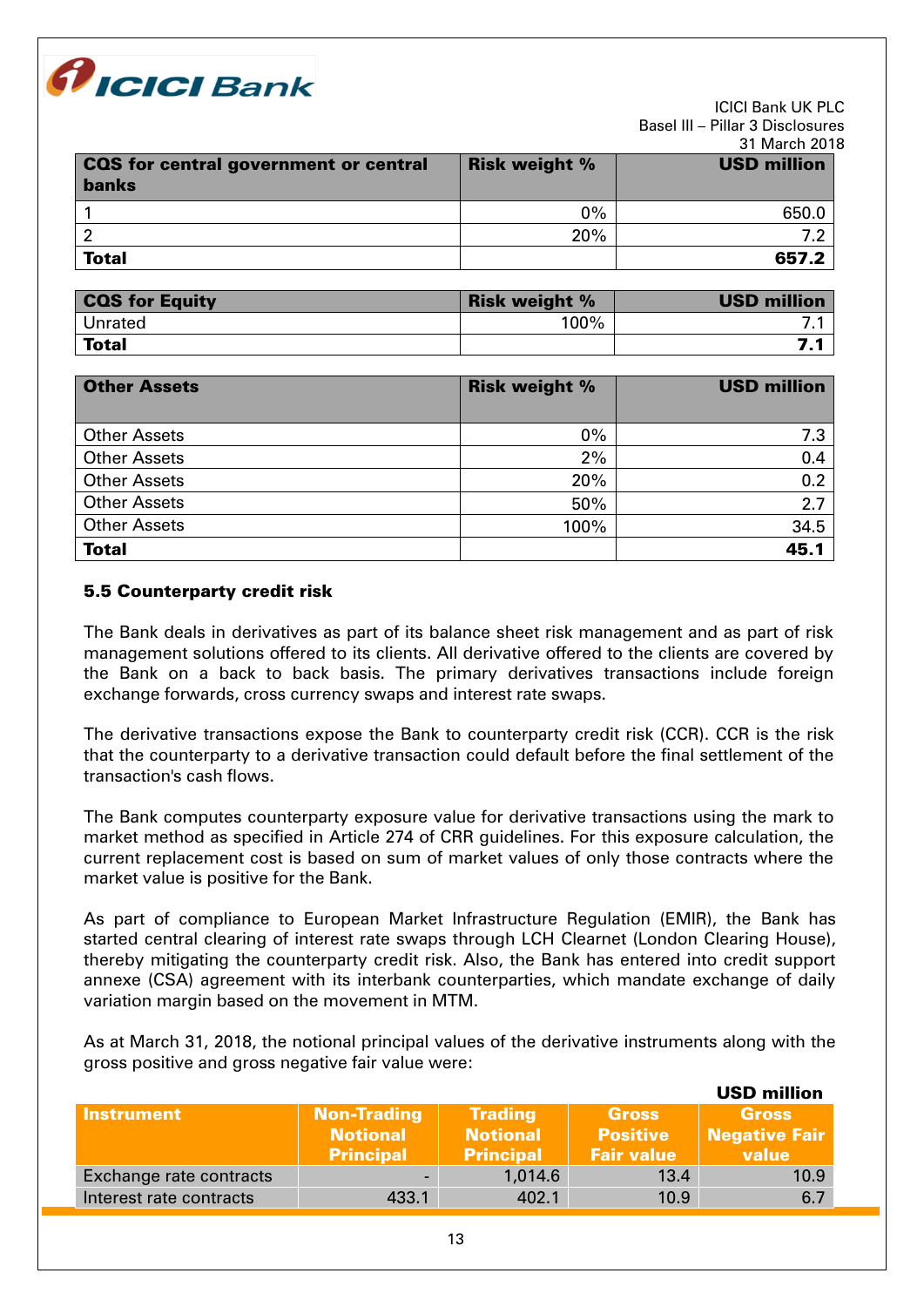| CQS for central government or central banks | Risk weight % | USD million |
|---|---|---|
| 1 | 0% | 650.0 |
| 2 | 20% | 7.2 |
| **Total** | | **657.2** |

| CQS for Equity | Risk weight % | USD million |
|---|---|---|
| Unrated | 100% | 7.1 |
| **Total** | | **7.1** |

| Other Assets | Risk weight % | USD million |
|---|---|---|
| Other Assets | 0% | 7.3 |
| Other Assets | 2% | 0.4 |
| Other Assets | 20% | 0.2 |
| Other Assets | 50% | 2.7 |
| Other Assets | 100% | 34.5 |
| **Total** | | **45.1** |

### 5.5 Counterparty credit risk

The Bank deals in derivatives as part of its balance sheet risk management and as part of risk management solutions offered to its clients. All derivative offered to the clients are covered by the Bank on a back to back basis. The primary derivatives transactions include foreign exchange forwards, cross currency swaps and interest rate swaps.

The derivative transactions expose the Bank to counterparty credit risk (CCR). CCR is the risk that the counterparty to a derivative transaction could default before the final settlement of the transaction's cash flows.

The Bank computes counterparty exposure value for derivative transactions using the mark to market method as specified in Article 274 of CRR guidelines. For this exposure calculation, the current replacement cost is based on sum of market values of only those contracts where the market value is positive for the Bank.

As part of compliance to European Market Infrastructure Regulation (EMIR), the Bank has started central clearing of interest rate swaps through LCH Clearnet (London Clearing House), thereby mitigating the counterparty credit risk. Also, the Bank has entered into credit support annexe (CSA) agreement with its interbank counterparties, which mandate exchange of daily variation margin based on the movement in MTM.

As at March 31, 2018, the notional principal values of the derivative instruments along with the gross positive and gross negative fair value were:

**USD million**

| Instrument | Non-Trading Notional Principal | Trading Notional Principal | Gross Positive Fair value | Gross Negative Fair value |
|---|---|---|---|---|
| Exchange rate contracts | - | 1,014.6 | 13.4 | 10.9 |
| Interest rate contracts | 433.1 | 402.1 | 10.9 | 6.7 |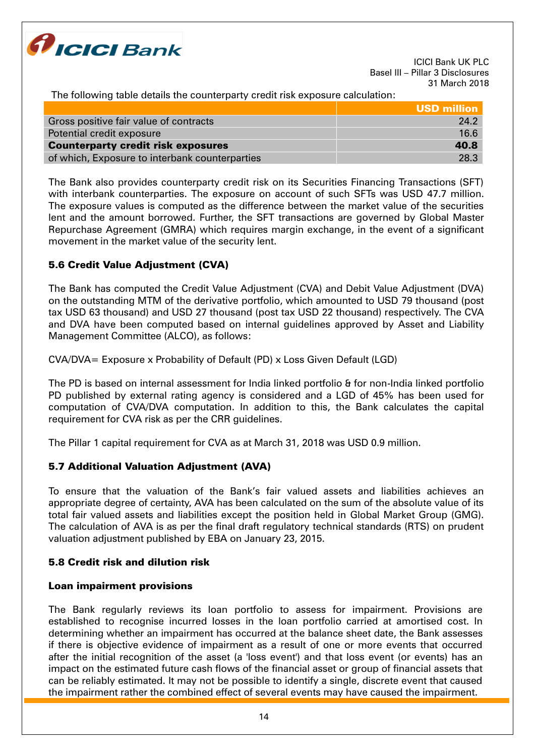The following table details the counterparty credit risk exposure calculation:

| | USD million |
|---|---|
| Gross positive fair value of contracts | 24.2 |
| Potential credit exposure | 16.6 |
| **Counterparty credit risk exposures** | **40.8** |
| of which, Exposure to interbank counterparties | 28.3 |

The Bank also provides counterparty credit risk on its Securities Financing Transactions (SFT) with interbank counterparties. The exposure on account of such SFTs was USD 47.7 million. The exposure values is computed as the difference between the market value of the securities lent and the amount borrowed. Further, the SFT transactions are governed by Global Master Repurchase Agreement (GMRA) which requires margin exchange, in the event of a significant movement in the market value of the security lent.

### 5.6 Credit Value Adjustment (CVA)

The Bank has computed the Credit Value Adjustment (CVA) and Debit Value Adjustment (DVA) on the outstanding MTM of the derivative portfolio, which amounted to USD 79 thousand (post tax USD 63 thousand) and USD 27 thousand (post tax USD 22 thousand) respectively. The CVA and DVA have been computed based on internal guidelines approved by Asset and Liability Management Committee (ALCO), as follows:

CVA/DVA= Exposure x Probability of Default (PD) x Loss Given Default (LGD)

The PD is based on internal assessment for India linked portfolio & for non-India linked portfolio PD published by external rating agency is considered and a LGD of 45% has been used for computation of CVA/DVA computation. In addition to this, the Bank calculates the capital requirement for CVA risk as per the CRR guidelines.

The Pillar 1 capital requirement for CVA as at March 31, 2018 was USD 0.9 million.

### 5.7 Additional Valuation Adjustment (AVA)

To ensure that the valuation of the Bank's fair valued assets and liabilities achieves an appropriate degree of certainty, AVA has been calculated on the sum of the absolute value of its total fair valued assets and liabilities except the position held in Global Market Group (GMG). The calculation of AVA is as per the final draft regulatory technical standards (RTS) on prudent valuation adjustment published by EBA on January 23, 2015.

### 5.8 Credit risk and dilution risk

#### Loan impairment provisions

The Bank regularly reviews its loan portfolio to assess for impairment. Provisions are established to recognise incurred losses in the loan portfolio carried at amortised cost. In determining whether an impairment has occurred at the balance sheet date, the Bank assesses if there is objective evidence of impairment as a result of one or more events that occurred after the initial recognition of the asset (a 'loss event') and that loss event (or events) has an impact on the estimated future cash flows of the financial asset or group of financial assets that can be reliably estimated. It may not be possible to identify a single, discrete event that caused the impairment rather the combined effect of several events may have caused the impairment.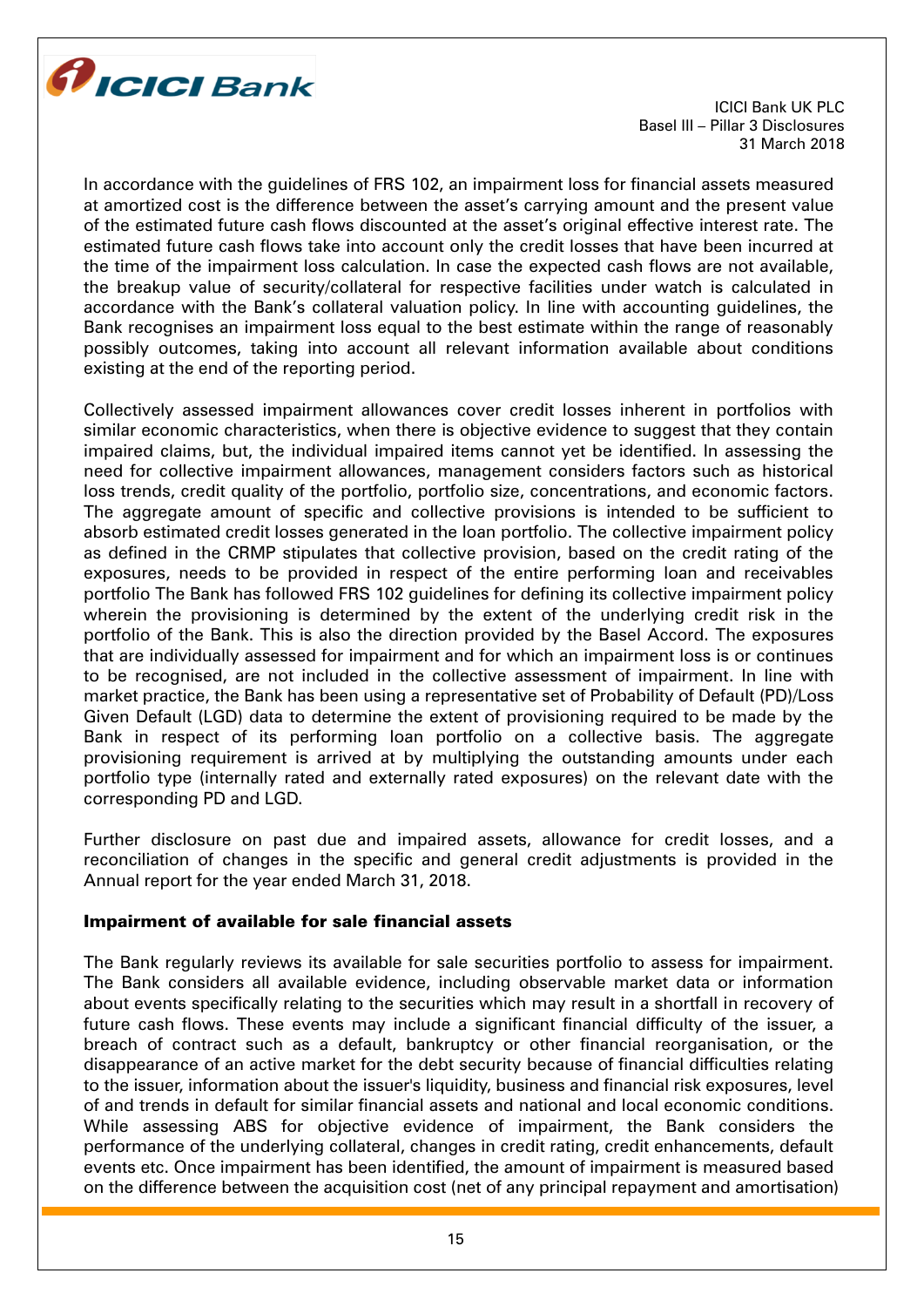In accordance with the guidelines of FRS 102, an impairment loss for financial assets measured at amortized cost is the difference between the asset's carrying amount and the present value of the estimated future cash flows discounted at the asset's original effective interest rate. The estimated future cash flows take into account only the credit losses that have been incurred at the time of the impairment loss calculation. In case the expected cash flows are not available, the breakup value of security/collateral for respective facilities under watch is calculated in accordance with the Bank's collateral valuation policy. In line with accounting guidelines, the Bank recognises an impairment loss equal to the best estimate within the range of reasonably possibly outcomes, taking into account all relevant information available about conditions existing at the end of the reporting period.

Collectively assessed impairment allowances cover credit losses inherent in portfolios with similar economic characteristics, when there is objective evidence to suggest that they contain impaired claims, but, the individual impaired items cannot yet be identified. In assessing the need for collective impairment allowances, management considers factors such as historical loss trends, credit quality of the portfolio, portfolio size, concentrations, and economic factors. The aggregate amount of specific and collective provisions is intended to be sufficient to absorb estimated credit losses generated in the loan portfolio. The collective impairment policy as defined in the CRMP stipulates that collective provision, based on the credit rating of the exposures, needs to be provided in respect of the entire performing loan and receivables portfolio The Bank has followed FRS 102 guidelines for defining its collective impairment policy wherein the provisioning is determined by the extent of the underlying credit risk in the portfolio of the Bank. This is also the direction provided by the Basel Accord. The exposures that are individually assessed for impairment and for which an impairment loss is or continues to be recognised, are not included in the collective assessment of impairment. In line with market practice, the Bank has been using a representative set of Probability of Default (PD)/Loss Given Default (LGD) data to determine the extent of provisioning required to be made by the Bank in respect of its performing loan portfolio on a collective basis. The aggregate provisioning requirement is arrived at by multiplying the outstanding amounts under each portfolio type (internally rated and externally rated exposures) on the relevant date with the corresponding PD and LGD.

Further disclosure on past due and impaired assets, allowance for credit losses, and a reconciliation of changes in the specific and general credit adjustments is provided in the Annual report for the year ended March 31, 2018.

### Impairment of available for sale financial assets

The Bank regularly reviews its available for sale securities portfolio to assess for impairment. The Bank considers all available evidence, including observable market data or information about events specifically relating to the securities which may result in a shortfall in recovery of future cash flows. These events may include a significant financial difficulty of the issuer, a breach of contract such as a default, bankruptcy or other financial reorganisation, or the disappearance of an active market for the debt security because of financial difficulties relating to the issuer, information about the issuer's liquidity, business and financial risk exposures, level of and trends in default for similar financial assets and national and local economic conditions. While assessing ABS for objective evidence of impairment, the Bank considers the performance of the underlying collateral, changes in credit rating, credit enhancements, default events etc. Once impairment has been identified, the amount of impairment is measured based on the difference between the acquisition cost (net of any principal repayment and amortisation)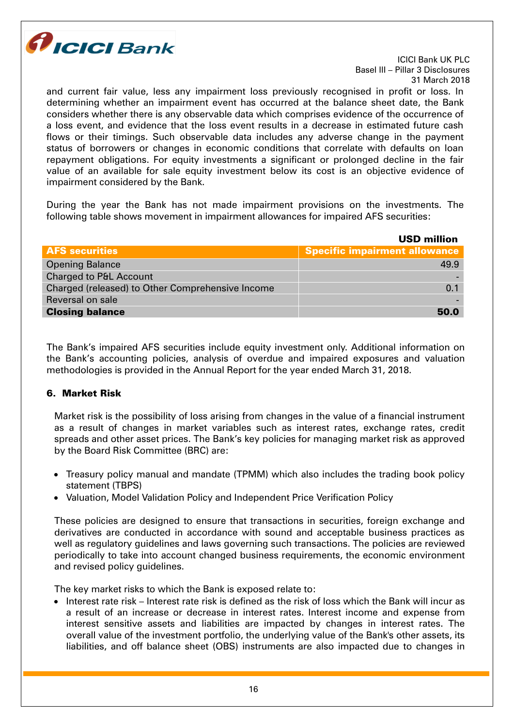and current fair value, less any impairment loss previously recognised in profit or loss. In determining whether an impairment event has occurred at the balance sheet date, the Bank considers whether there is any observable data which comprises evidence of the occurrence of a loss event, and evidence that the loss event results in a decrease in estimated future cash flows or their timings. Such observable data includes any adverse change in the payment status of borrowers or changes in economic conditions that correlate with defaults on loan repayment obligations. For equity investments a significant or prolonged decline in the fair value of an available for sale equity investment below its cost is an objective evidence of impairment considered by the Bank.

During the year the Bank has not made impairment provisions on the investments. The following table shows movement in impairment allowances for impaired AFS securities:

**USD million**

| AFS securities | Specific impairment allowance |
|---|---|
| Opening Balance | 49.9 |
| Charged to P&L Account | - |
| Charged (released) to Other Comprehensive Income | 0.1 |
| Reversal on sale | - |
| **Closing balance** | **50.0** |

The Bank's impaired AFS securities include equity investment only. Additional information on the Bank's accounting policies, analysis of overdue and impaired exposures and valuation methodologies is provided in the Annual Report for the year ended March 31, 2018.

## 6. Market Risk

Market risk is the possibility of loss arising from changes in the value of a financial instrument as a result of changes in market variables such as interest rates, exchange rates, credit spreads and other asset prices. The Bank's key policies for managing market risk as approved by the Board Risk Committee (BRC) are:

- Treasury policy manual and mandate (TPMM) which also includes the trading book policy statement (TBPS)
- Valuation, Model Validation Policy and Independent Price Verification Policy

These policies are designed to ensure that transactions in securities, foreign exchange and derivatives are conducted in accordance with sound and acceptable business practices as well as regulatory guidelines and laws governing such transactions. The policies are reviewed periodically to take into account changed business requirements, the economic environment and revised policy guidelines.

The key market risks to which the Bank is exposed relate to:

- Interest rate risk – Interest rate risk is defined as the risk of loss which the Bank will incur as a result of an increase or decrease in interest rates. Interest income and expense from interest sensitive assets and liabilities are impacted by changes in interest rates. The overall value of the investment portfolio, the underlying value of the Bank's other assets, its liabilities, and off balance sheet (OBS) instruments are also impacted due to changes in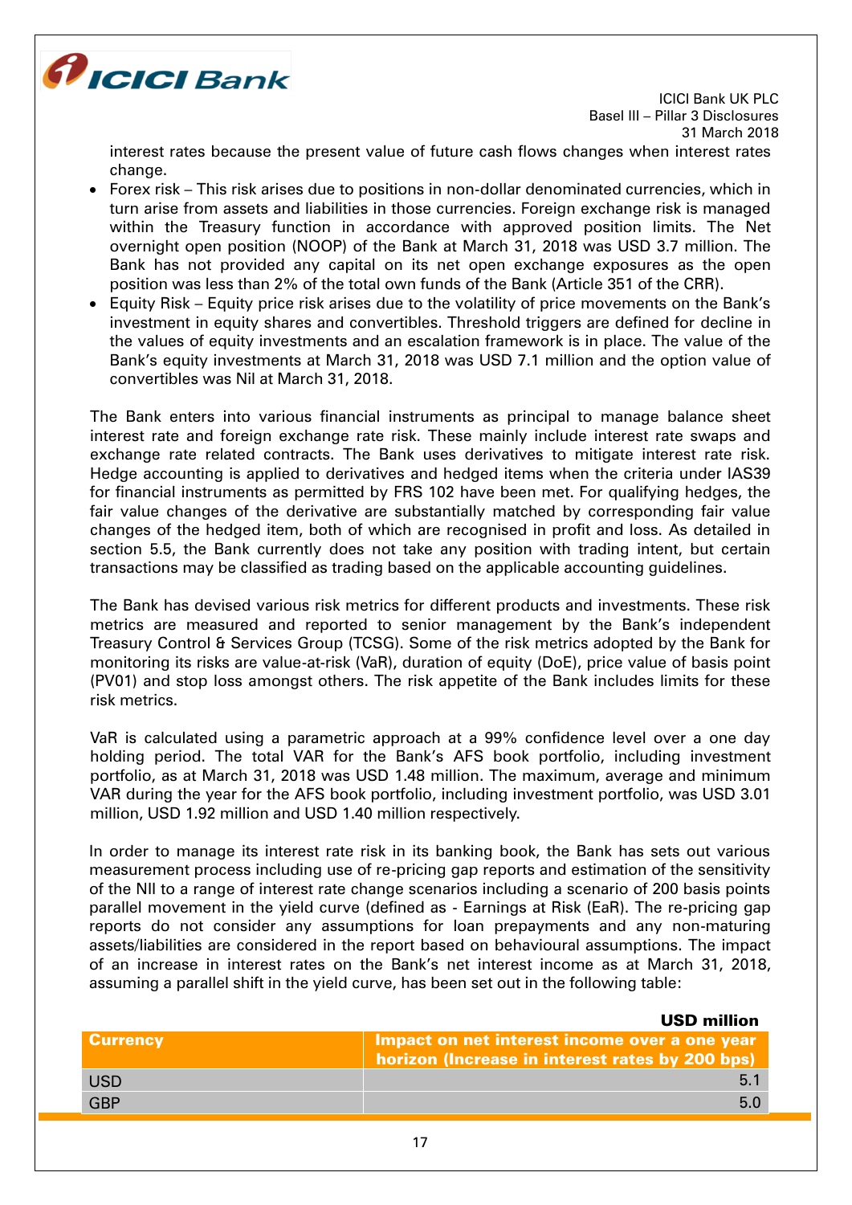interest rates because the present value of future cash flows changes when interest rates change.

- Forex risk – This risk arises due to positions in non-dollar denominated currencies, which in turn arise from assets and liabilities in those currencies. Foreign exchange risk is managed within the Treasury function in accordance with approved position limits. The Net overnight open position (NOOP) of the Bank at March 31, 2018 was USD 3.7 million. The Bank has not provided any capital on its net open exchange exposures as the open position was less than 2% of the total own funds of the Bank (Article 351 of the CRR).
- Equity Risk – Equity price risk arises due to the volatility of price movements on the Bank's investment in equity shares and convertibles. Threshold triggers are defined for decline in the values of equity investments and an escalation framework is in place. The value of the Bank's equity investments at March 31, 2018 was USD 7.1 million and the option value of convertibles was Nil at March 31, 2018.

The Bank enters into various financial instruments as principal to manage balance sheet interest rate and foreign exchange rate risk. These mainly include interest rate swaps and exchange rate related contracts. The Bank uses derivatives to mitigate interest rate risk. Hedge accounting is applied to derivatives and hedged items when the criteria under IAS39 for financial instruments as permitted by FRS 102 have been met. For qualifying hedges, the fair value changes of the derivative are substantially matched by corresponding fair value changes of the hedged item, both of which are recognised in profit and loss. As detailed in section 5.5, the Bank currently does not take any position with trading intent, but certain transactions may be classified as trading based on the applicable accounting guidelines.

The Bank has devised various risk metrics for different products and investments. These risk metrics are measured and reported to senior management by the Bank's independent Treasury Control & Services Group (TCSG). Some of the risk metrics adopted by the Bank for monitoring its risks are value-at-risk (VaR), duration of equity (DoE), price value of basis point (PV01) and stop loss amongst others. The risk appetite of the Bank includes limits for these risk metrics.

VaR is calculated using a parametric approach at a 99% confidence level over a one day holding period. The total VAR for the Bank's AFS book portfolio, including investment portfolio, as at March 31, 2018 was USD 1.48 million. The maximum, average and minimum VAR during the year for the AFS book portfolio, including investment portfolio, was USD 3.01 million, USD 1.92 million and USD 1.40 million respectively.

In order to manage its interest rate risk in its banking book, the Bank has sets out various measurement process including use of re-pricing gap reports and estimation of the sensitivity of the NII to a range of interest rate change scenarios including a scenario of 200 basis points parallel movement in the yield curve (defined as - Earnings at Risk (EaR). The re-pricing gap reports do not consider any assumptions for loan prepayments and any non-maturing assets/liabilities are considered in the report based on behavioural assumptions. The impact of an increase in interest rates on the Bank's net interest income as at March 31, 2018, assuming a parallel shift in the yield curve, has been set out in the following table:

**USD million**

| Currency | Impact on net interest income over a one year horizon (Increase in interest rates by 200 bps) |
|---|---|
| USD | 5.1 |
| GBP | 5.0 |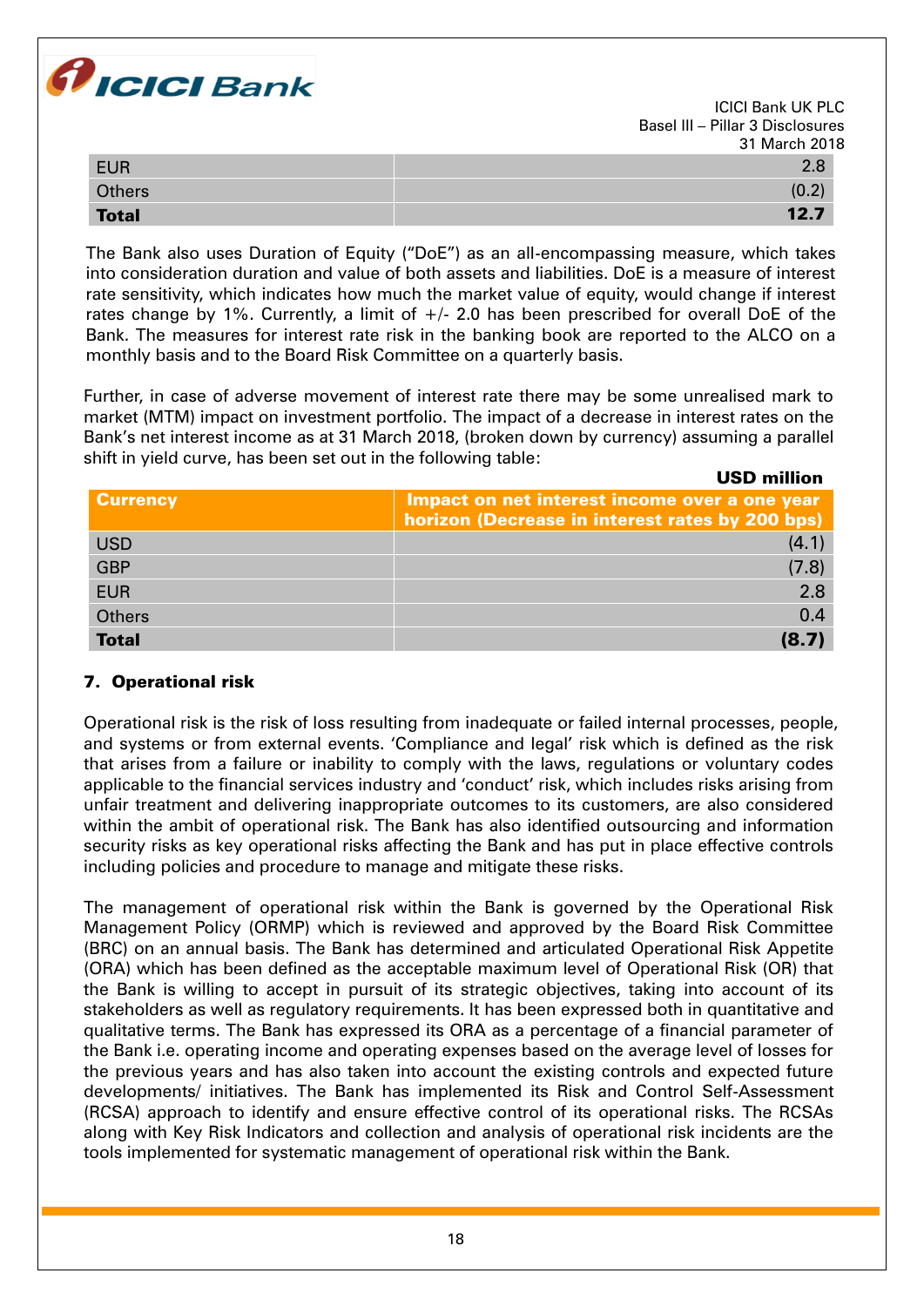| | |
|---|---:|
| EUR | 2.8 |
| Others | (0.2) |
| **Total** | **12.7** |

The Bank also uses Duration of Equity ("DoE") as an all-encompassing measure, which takes into consideration duration and value of both assets and liabilities. DoE is a measure of interest rate sensitivity, which indicates how much the market value of equity, would change if interest rates change by 1%. Currently, a limit of +/- 2.0 has been prescribed for overall DoE of the Bank. The measures for interest rate risk in the banking book are reported to the ALCO on a monthly basis and to the Board Risk Committee on a quarterly basis.

Further, in case of adverse movement of interest rate there may be some unrealised mark to market (MTM) impact on investment portfolio. The impact of a decrease in interest rates on the Bank's net interest income as at 31 March 2018, (broken down by currency) assuming a parallel shift in yield curve, has been set out in the following table:

**USD million**

| Currency | Impact on net interest income over a one year horizon (Decrease in interest rates by 200 bps) |
|---|---:|
| USD | (4.1) |
| GBP | (7.8) |
| EUR | 2.8 |
| Others | 0.4 |
| **Total** | **(8.7)** |

## 7. Operational risk

Operational risk is the risk of loss resulting from inadequate or failed internal processes, people, and systems or from external events. 'Compliance and legal' risk which is defined as the risk that arises from a failure or inability to comply with the laws, regulations or voluntary codes applicable to the financial services industry and 'conduct' risk, which includes risks arising from unfair treatment and delivering inappropriate outcomes to its customers, are also considered within the ambit of operational risk. The Bank has also identified outsourcing and information security risks as key operational risks affecting the Bank and has put in place effective controls including policies and procedure to manage and mitigate these risks.

The management of operational risk within the Bank is governed by the Operational Risk Management Policy (ORMP) which is reviewed and approved by the Board Risk Committee (BRC) on an annual basis. The Bank has determined and articulated Operational Risk Appetite (ORA) which has been defined as the acceptable maximum level of Operational Risk (OR) that the Bank is willing to accept in pursuit of its strategic objectives, taking into account of its stakeholders as well as regulatory requirements. It has been expressed both in quantitative and qualitative terms. The Bank has expressed its ORA as a percentage of a financial parameter of the Bank i.e. operating income and operating expenses based on the average level of losses for the previous years and has also taken into account the existing controls and expected future developments/ initiatives. The Bank has implemented its Risk and Control Self-Assessment (RCSA) approach to identify and ensure effective control of its operational risks. The RCSAs along with Key Risk Indicators and collection and analysis of operational risk incidents are the tools implemented for systematic management of operational risk within the Bank.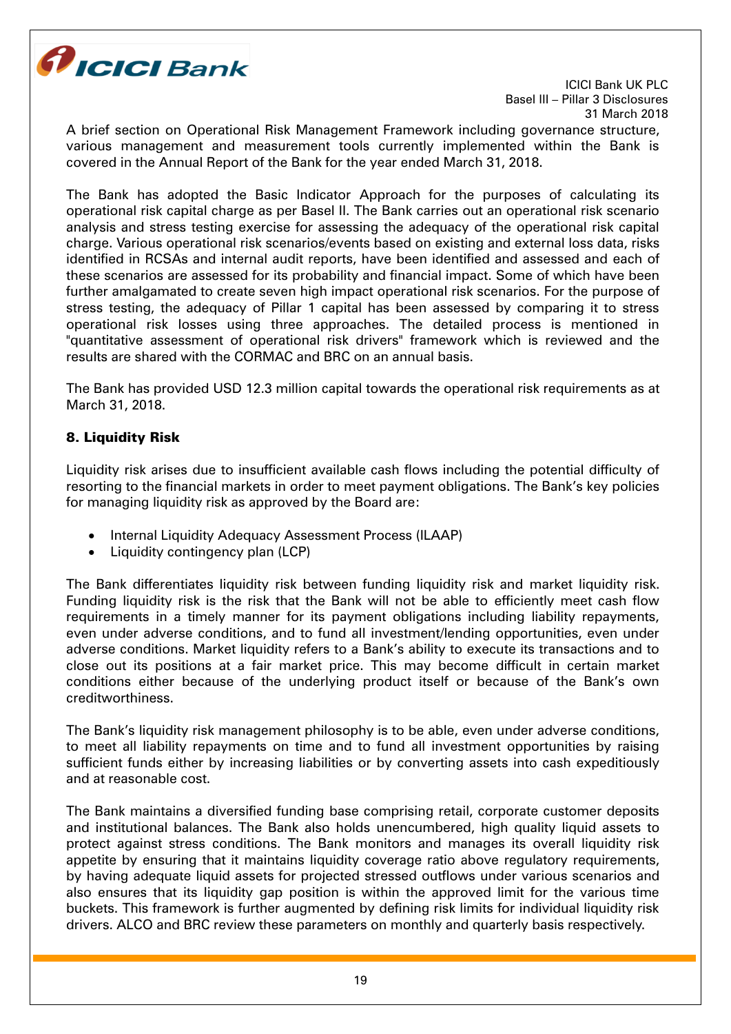A brief section on Operational Risk Management Framework including governance structure, various management and measurement tools currently implemented within the Bank is covered in the Annual Report of the Bank for the year ended March 31, 2018.

The Bank has adopted the Basic Indicator Approach for the purposes of calculating its operational risk capital charge as per Basel II. The Bank carries out an operational risk scenario analysis and stress testing exercise for assessing the adequacy of the operational risk capital charge. Various operational risk scenarios/events based on existing and external loss data, risks identified in RCSAs and internal audit reports, have been identified and assessed and each of these scenarios are assessed for its probability and financial impact. Some of which have been further amalgamated to create seven high impact operational risk scenarios. For the purpose of stress testing, the adequacy of Pillar 1 capital has been assessed by comparing it to stress operational risk losses using three approaches. The detailed process is mentioned in "quantitative assessment of operational risk drivers" framework which is reviewed and the results are shared with the CORMAC and BRC on an annual basis.

The Bank has provided USD 12.3 million capital towards the operational risk requirements as at March 31, 2018.

## 8. Liquidity Risk

Liquidity risk arises due to insufficient available cash flows including the potential difficulty of resorting to the financial markets in order to meet payment obligations. The Bank's key policies for managing liquidity risk as approved by the Board are:

- Internal Liquidity Adequacy Assessment Process (ILAAP)
- Liquidity contingency plan (LCP)

The Bank differentiates liquidity risk between funding liquidity risk and market liquidity risk. Funding liquidity risk is the risk that the Bank will not be able to efficiently meet cash flow requirements in a timely manner for its payment obligations including liability repayments, even under adverse conditions, and to fund all investment/lending opportunities, even under adverse conditions. Market liquidity refers to a Bank's ability to execute its transactions and to close out its positions at a fair market price. This may become difficult in certain market conditions either because of the underlying product itself or because of the Bank's own creditworthiness.

The Bank's liquidity risk management philosophy is to be able, even under adverse conditions, to meet all liability repayments on time and to fund all investment opportunities by raising sufficient funds either by increasing liabilities or by converting assets into cash expeditiously and at reasonable cost.

The Bank maintains a diversified funding base comprising retail, corporate customer deposits and institutional balances. The Bank also holds unencumbered, high quality liquid assets to protect against stress conditions. The Bank monitors and manages its overall liquidity risk appetite by ensuring that it maintains liquidity coverage ratio above regulatory requirements, by having adequate liquid assets for projected stressed outflows under various scenarios and also ensures that its liquidity gap position is within the approved limit for the various time buckets. This framework is further augmented by defining risk limits for individual liquidity risk drivers. ALCO and BRC review these parameters on monthly and quarterly basis respectively.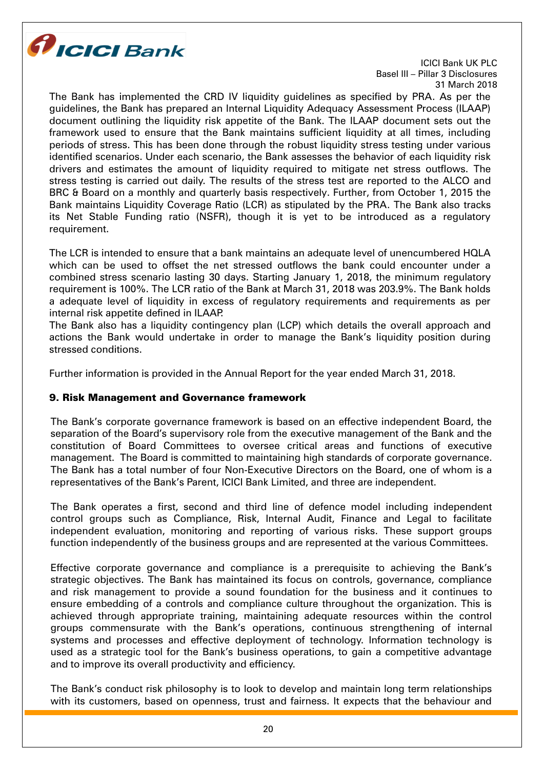The Bank has implemented the CRD IV liquidity guidelines as specified by PRA. As per the guidelines, the Bank has prepared an Internal Liquidity Adequacy Assessment Process (ILAAP) document outlining the liquidity risk appetite of the Bank. The ILAAP document sets out the framework used to ensure that the Bank maintains sufficient liquidity at all times, including periods of stress. This has been done through the robust liquidity stress testing under various identified scenarios. Under each scenario, the Bank assesses the behavior of each liquidity risk drivers and estimates the amount of liquidity required to mitigate net stress outflows. The stress testing is carried out daily. The results of the stress test are reported to the ALCO and BRC & Board on a monthly and quarterly basis respectively. Further, from October 1, 2015 the Bank maintains Liquidity Coverage Ratio (LCR) as stipulated by the PRA. The Bank also tracks its Net Stable Funding ratio (NSFR), though it is yet to be introduced as a regulatory requirement.

The LCR is intended to ensure that a bank maintains an adequate level of unencumbered HQLA which can be used to offset the net stressed outflows the bank could encounter under a combined stress scenario lasting 30 days. Starting January 1, 2018, the minimum regulatory requirement is 100%. The LCR ratio of the Bank at March 31, 2018 was 203.9%. The Bank holds a adequate level of liquidity in excess of regulatory requirements and requirements as per internal risk appetite defined in ILAAP.

The Bank also has a liquidity contingency plan (LCP) which details the overall approach and actions the Bank would undertake in order to manage the Bank's liquidity position during stressed conditions.

Further information is provided in the Annual Report for the year ended March 31, 2018.

## 9. Risk Management and Governance framework

The Bank's corporate governance framework is based on an effective independent Board, the separation of the Board's supervisory role from the executive management of the Bank and the constitution of Board Committees to oversee critical areas and functions of executive management. The Board is committed to maintaining high standards of corporate governance. The Bank has a total number of four Non-Executive Directors on the Board, one of whom is a representatives of the Bank's Parent, ICICI Bank Limited, and three are independent.

The Bank operates a first, second and third line of defence model including independent control groups such as Compliance, Risk, Internal Audit, Finance and Legal to facilitate independent evaluation, monitoring and reporting of various risks. These support groups function independently of the business groups and are represented at the various Committees.

Effective corporate governance and compliance is a prerequisite to achieving the Bank's strategic objectives. The Bank has maintained its focus on controls, governance, compliance and risk management to provide a sound foundation for the business and it continues to ensure embedding of a controls and compliance culture throughout the organization. This is achieved through appropriate training, maintaining adequate resources within the control groups commensurate with the Bank's operations, continuous strengthening of internal systems and processes and effective deployment of technology. Information technology is used as a strategic tool for the Bank's business operations, to gain a competitive advantage and to improve its overall productivity and efficiency.

The Bank's conduct risk philosophy is to look to develop and maintain long term relationships with its customers, based on openness, trust and fairness. It expects that the behaviour and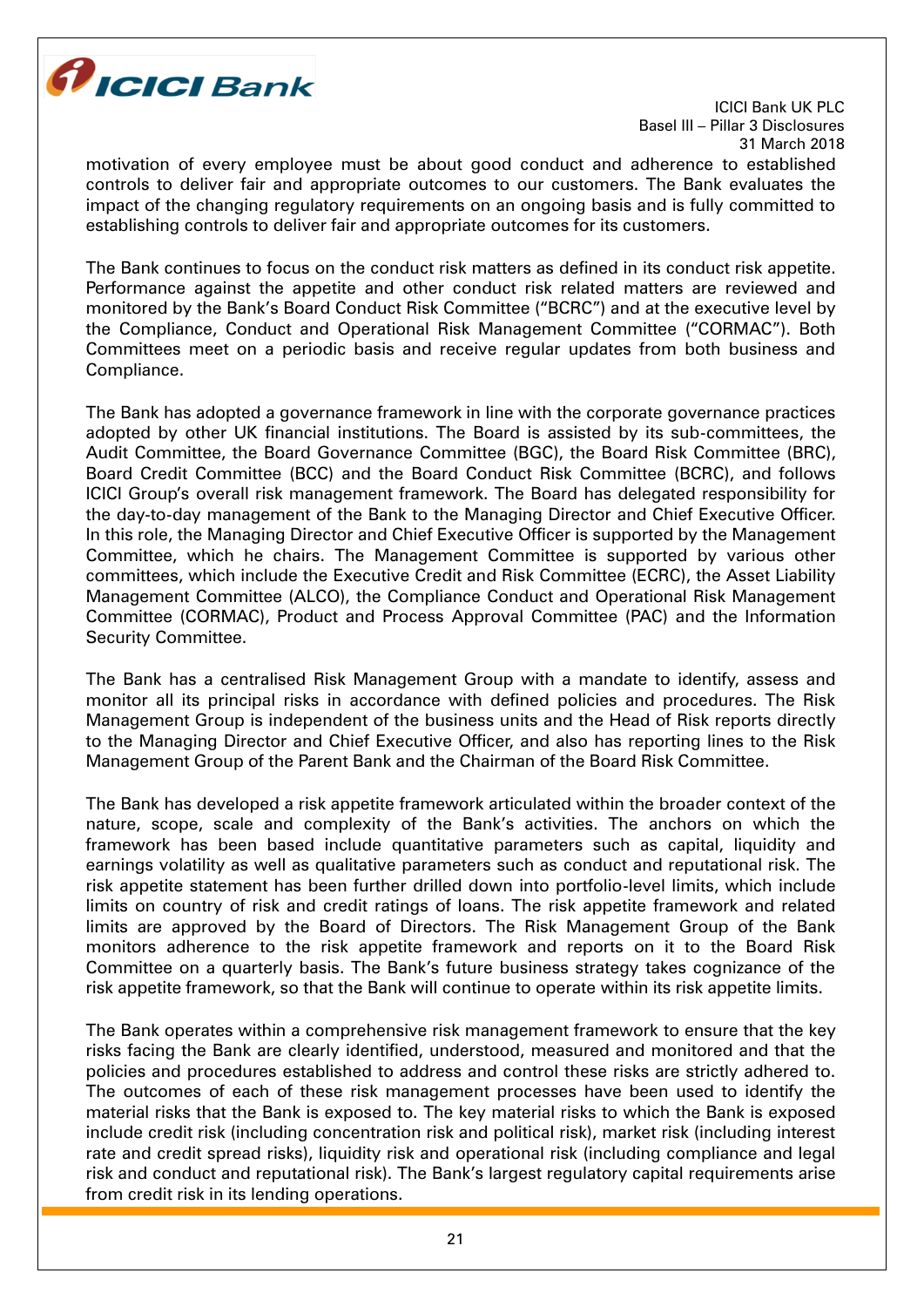motivation of every employee must be about good conduct and adherence to established controls to deliver fair and appropriate outcomes to our customers. The Bank evaluates the impact of the changing regulatory requirements on an ongoing basis and is fully committed to establishing controls to deliver fair and appropriate outcomes for its customers.

The Bank continues to focus on the conduct risk matters as defined in its conduct risk appetite. Performance against the appetite and other conduct risk related matters are reviewed and monitored by the Bank's Board Conduct Risk Committee ("BCRC") and at the executive level by the Compliance, Conduct and Operational Risk Management Committee ("CORMAC"). Both Committees meet on a periodic basis and receive regular updates from both business and Compliance.

The Bank has adopted a governance framework in line with the corporate governance practices adopted by other UK financial institutions. The Board is assisted by its sub-committees, the Audit Committee, the Board Governance Committee (BGC), the Board Risk Committee (BRC), Board Credit Committee (BCC) and the Board Conduct Risk Committee (BCRC), and follows ICICI Group's overall risk management framework. The Board has delegated responsibility for the day-to-day management of the Bank to the Managing Director and Chief Executive Officer. In this role, the Managing Director and Chief Executive Officer is supported by the Management Committee, which he chairs. The Management Committee is supported by various other committees, which include the Executive Credit and Risk Committee (ECRC), the Asset Liability Management Committee (ALCO), the Compliance Conduct and Operational Risk Management Committee (CORMAC), Product and Process Approval Committee (PAC) and the Information Security Committee.

The Bank has a centralised Risk Management Group with a mandate to identify, assess and monitor all its principal risks in accordance with defined policies and procedures. The Risk Management Group is independent of the business units and the Head of Risk reports directly to the Managing Director and Chief Executive Officer, and also has reporting lines to the Risk Management Group of the Parent Bank and the Chairman of the Board Risk Committee.

The Bank has developed a risk appetite framework articulated within the broader context of the nature, scope, scale and complexity of the Bank's activities. The anchors on which the framework has been based include quantitative parameters such as capital, liquidity and earnings volatility as well as qualitative parameters such as conduct and reputational risk. The risk appetite statement has been further drilled down into portfolio-level limits, which include limits on country of risk and credit ratings of loans. The risk appetite framework and related limits are approved by the Board of Directors. The Risk Management Group of the Bank monitors adherence to the risk appetite framework and reports on it to the Board Risk Committee on a quarterly basis. The Bank's future business strategy takes cognizance of the risk appetite framework, so that the Bank will continue to operate within its risk appetite limits.

The Bank operates within a comprehensive risk management framework to ensure that the key risks facing the Bank are clearly identified, understood, measured and monitored and that the policies and procedures established to address and control these risks are strictly adhered to. The outcomes of each of these risk management processes have been used to identify the material risks that the Bank is exposed to. The key material risks to which the Bank is exposed include credit risk (including concentration risk and political risk), market risk (including interest rate and credit spread risks), liquidity risk and operational risk (including compliance and legal risk and conduct and reputational risk). The Bank's largest regulatory capital requirements arise from credit risk in its lending operations.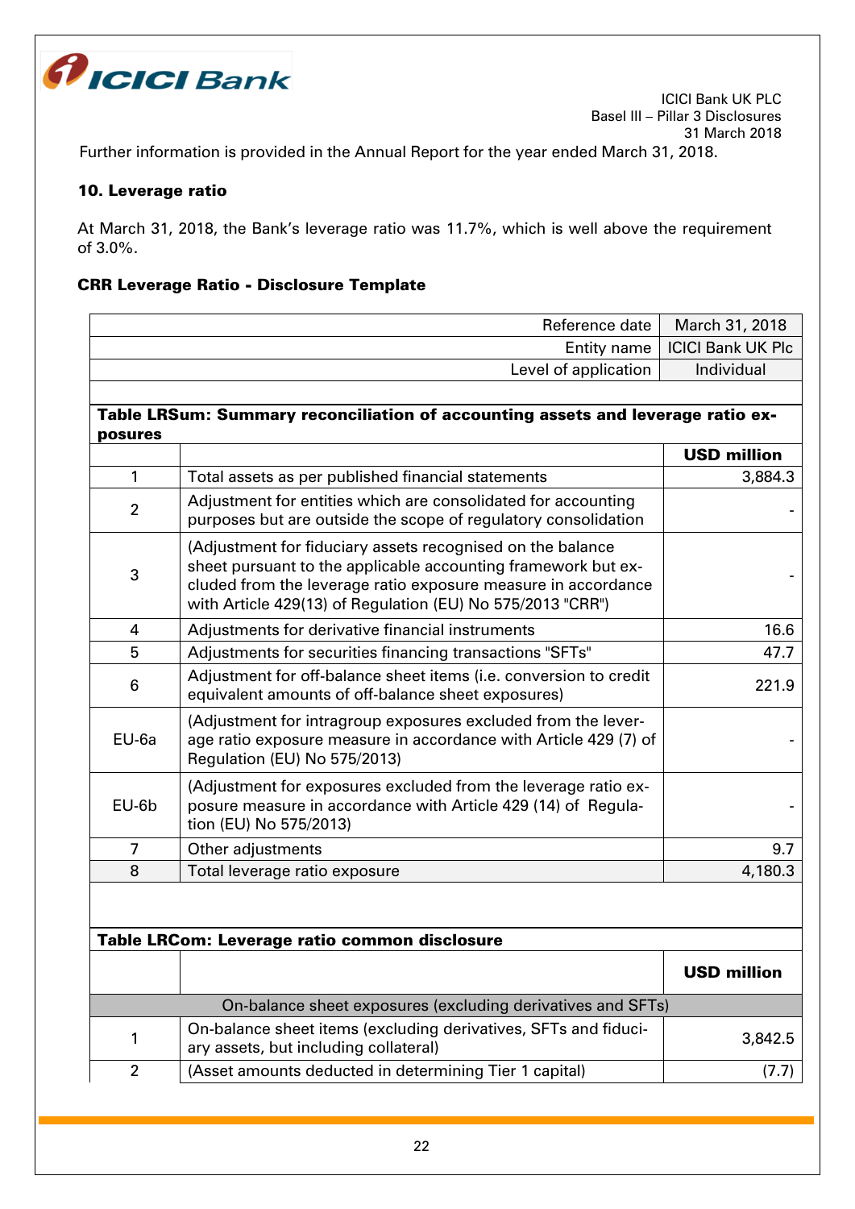Further information is provided in the Annual Report for the year ended March 31, 2018.

## 10. Leverage ratio

At March 31, 2018, the Bank's leverage ratio was 11.7%, which is well above the requirement of 3.0%.

### CRR Leverage Ratio - Disclosure Template

| | |
|---:|:---:|
| Reference date | March 31, 2018 |
| Entity name | ICICI Bank UK Plc |
| Level of application | Individual |

**Table LRSum: Summary reconciliation of accounting assets and leverage ratio exposures**

| | | USD million |
|---|---|---:|
| 1 | Total assets as per published financial statements | 3,884.3 |
| 2 | Adjustment for entities which are consolidated for accounting purposes but are outside the scope of regulatory consolidation | - |
| 3 | (Adjustment for fiduciary assets recognised on the balance sheet pursuant to the applicable accounting framework but excluded from the leverage ratio exposure measure in accordance with Article 429(13) of Regulation (EU) No 575/2013 "CRR") | - |
| 4 | Adjustments for derivative financial instruments | 16.6 |
| 5 | Adjustments for securities financing transactions "SFTs" | 47.7 |
| 6 | Adjustment for off-balance sheet items (i.e. conversion to credit equivalent amounts of off-balance sheet exposures) | 221.9 |
| EU-6a | (Adjustment for intragroup exposures excluded from the leverage ratio exposure measure in accordance with Article 429 (7) of Regulation (EU) No 575/2013) | - |
| EU-6b | (Adjustment for exposures excluded from the leverage ratio exposure measure in accordance with Article 429 (14) of Regulation (EU) No 575/2013) | - |
| 7 | Other adjustments | 9.7 |
| 8 | Total leverage ratio exposure | 4,180.3 |

**Table LRCom: Leverage ratio common disclosure**

| | | USD million |
|---|---|---:|
| | On-balance sheet exposures (excluding derivatives and SFTs) | |
| 1 | On-balance sheet items (excluding derivatives, SFTs and fiduciary assets, but including collateral) | 3,842.5 |
| 2 | (Asset amounts deducted in determining Tier 1 capital) | (7.7) |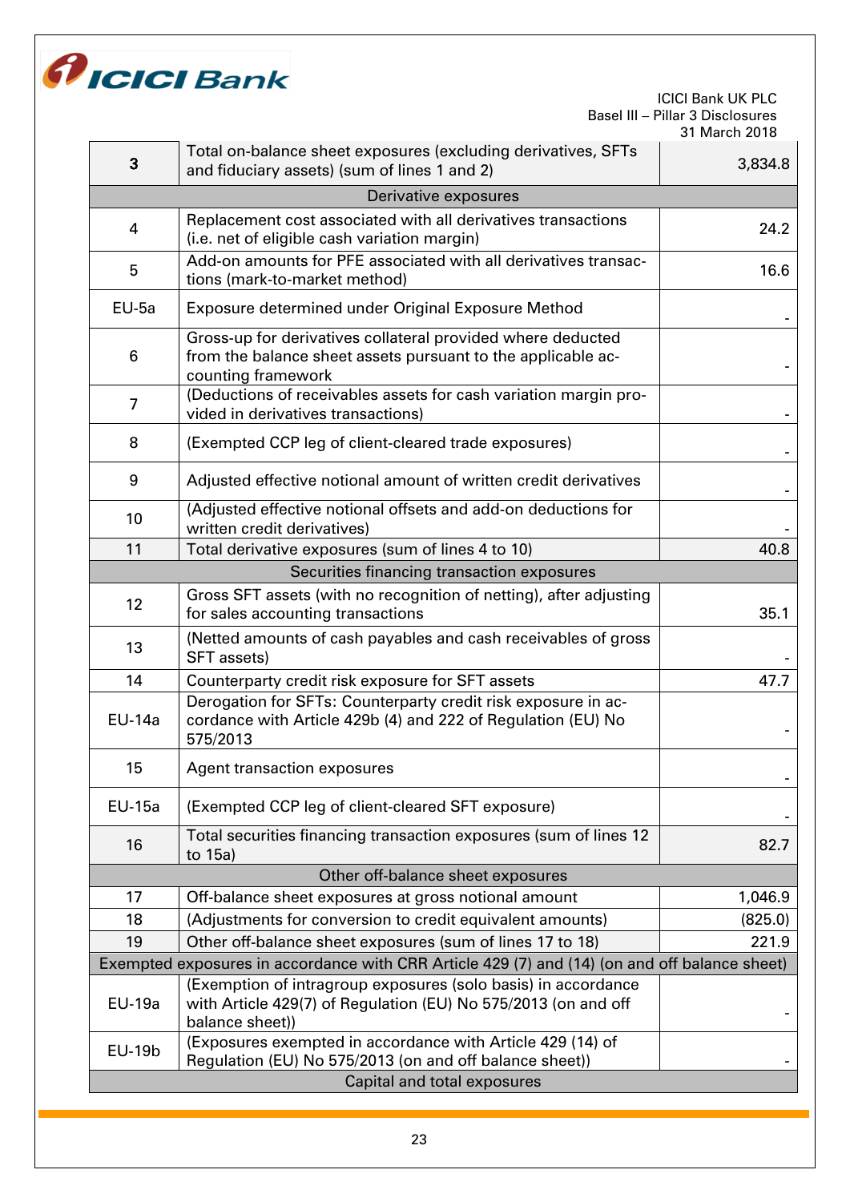| | | |
|---|---|---|
| 3 | Total on-balance sheet exposures (excluding derivatives, SFTs and fiduciary assets) (sum of lines 1 and 2) | 3,834.8 |
| **Derivative exposures** | | |
| 4 | Replacement cost associated with all derivatives transactions (i.e. net of eligible cash variation margin) | 24.2 |
| 5 | Add-on amounts for PFE associated with all derivatives transactions (mark-to-market method) | 16.6 |
| EU-5a | Exposure determined under Original Exposure Method | - |
| 6 | Gross-up for derivatives collateral provided where deducted from the balance sheet assets pursuant to the applicable accounting framework | - |
| 7 | (Deductions of receivables assets for cash variation margin provided in derivatives transactions) | - |
| 8 | (Exempted CCP leg of client-cleared trade exposures) | - |
| 9 | Adjusted effective notional amount of written credit derivatives | - |
| 10 | (Adjusted effective notional offsets and add-on deductions for written credit derivatives) | - |
| 11 | Total derivative exposures (sum of lines 4 to 10) | 40.8 |
| **Securities financing transaction exposures** | | |
| 12 | Gross SFT assets (with no recognition of netting), after adjusting for sales accounting transactions | 35.1 |
| 13 | (Netted amounts of cash payables and cash receivables of gross SFT assets) | - |
| 14 | Counterparty credit risk exposure for SFT assets | 47.7 |
| EU-14a | Derogation for SFTs: Counterparty credit risk exposure in accordance with Article 429b (4) and 222 of Regulation (EU) No 575/2013 | - |
| 15 | Agent transaction exposures | - |
| EU-15a | (Exempted CCP leg of client-cleared SFT exposure) | - |
| 16 | Total securities financing transaction exposures (sum of lines 12 to 15a) | 82.7 |
| **Other off-balance sheet exposures** | | |
| 17 | Off-balance sheet exposures at gross notional amount | 1,046.9 |
| 18 | (Adjustments for conversion to credit equivalent amounts) | (825.0) |
| 19 | Other off-balance sheet exposures (sum of lines 17 to 18) | 221.9 |
| **Exempted exposures in accordance with CRR Article 429 (7) and (14) (on and off balance sheet)** | | |
| EU-19a | (Exemption of intragroup exposures (solo basis) in accordance with Article 429(7) of Regulation (EU) No 575/2013 (on and off balance sheet)) | - |
| EU-19b | (Exposures exempted in accordance with Article 429 (14) of Regulation (EU) No 575/2013 (on and off balance sheet)) | - |
| **Capital and total exposures** | | |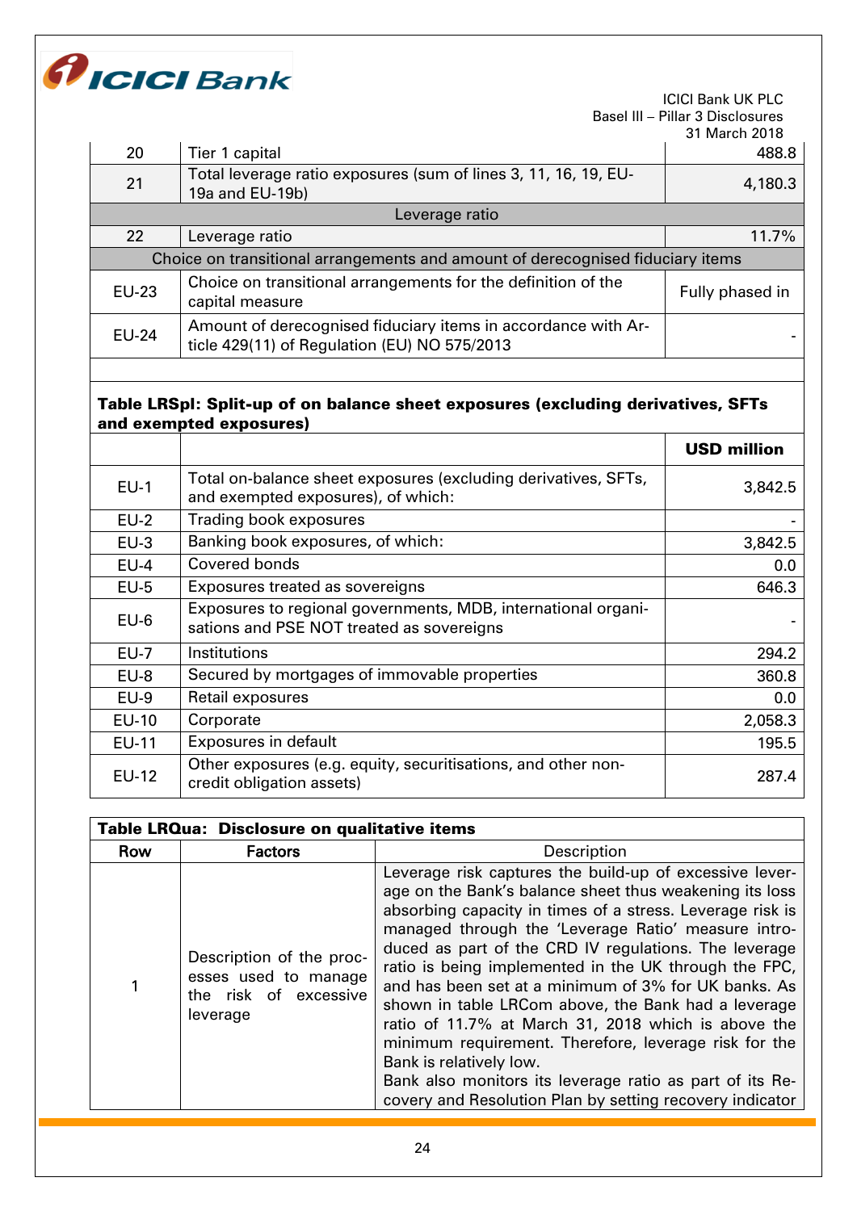| | | |
|---|---|---|
| 20 | Tier 1 capital | 488.8 |
| 21 | Total leverage ratio exposures (sum of lines 3, 11, 16, 19, EU-19a and EU-19b) | 4,180.3 |
| | **Leverage ratio** | |
| 22 | Leverage ratio | 11.7% |
| | **Choice on transitional arrangements and amount of derecognised fiduciary items** | |
| EU-23 | Choice on transitional arrangements for the definition of the capital measure | Fully phased in |
| EU-24 | Amount of derecognised fiduciary items in accordance with Article 429(11) of Regulation (EU) NO 575/2013 | - |

**Table LRSpl: Split-up of on balance sheet exposures (excluding derivatives, SFTs and exempted exposures)**

| | | USD million |
|---|---|---|
| EU-1 | Total on-balance sheet exposures (excluding derivatives, SFTs, and exempted exposures), of which: | 3,842.5 |
| EU-2 | Trading book exposures | - |
| EU-3 | Banking book exposures, of which: | 3,842.5 |
| EU-4 | Covered bonds | 0.0 |
| EU-5 | Exposures treated as sovereigns | 646.3 |
| EU-6 | Exposures to regional governments, MDB, international organisations and PSE NOT treated as sovereigns | - |
| EU-7 | Institutions | 294.2 |
| EU-8 | Secured by mortgages of immovable properties | 360.8 |
| EU-9 | Retail exposures | 0.0 |
| EU-10 | Corporate | 2,058.3 |
| EU-11 | Exposures in default | 195.5 |
| EU-12 | Other exposures (e.g. equity, securitisations, and other non-credit obligation assets) | 287.4 |

**Table LRQua: Disclosure on qualitative items**

| Row | Factors | Description |
|---|---|---|
| 1 | Description of the processes used to manage the risk of excessive leverage | Leverage risk captures the build-up of excessive leverage on the Bank's balance sheet thus weakening its loss absorbing capacity in times of a stress. Leverage risk is managed through the 'Leverage Ratio' measure introduced as part of the CRD IV regulations. The leverage ratio is being implemented in the UK through the FPC, and has been set at a minimum of 3% for UK banks. As shown in table LRCom above, the Bank had a leverage ratio of 11.7% at March 31, 2018 which is above the minimum requirement. Therefore, leverage risk for the Bank is relatively low.<br>Bank also monitors its leverage ratio as part of its Recovery and Resolution Plan by setting recovery indicator |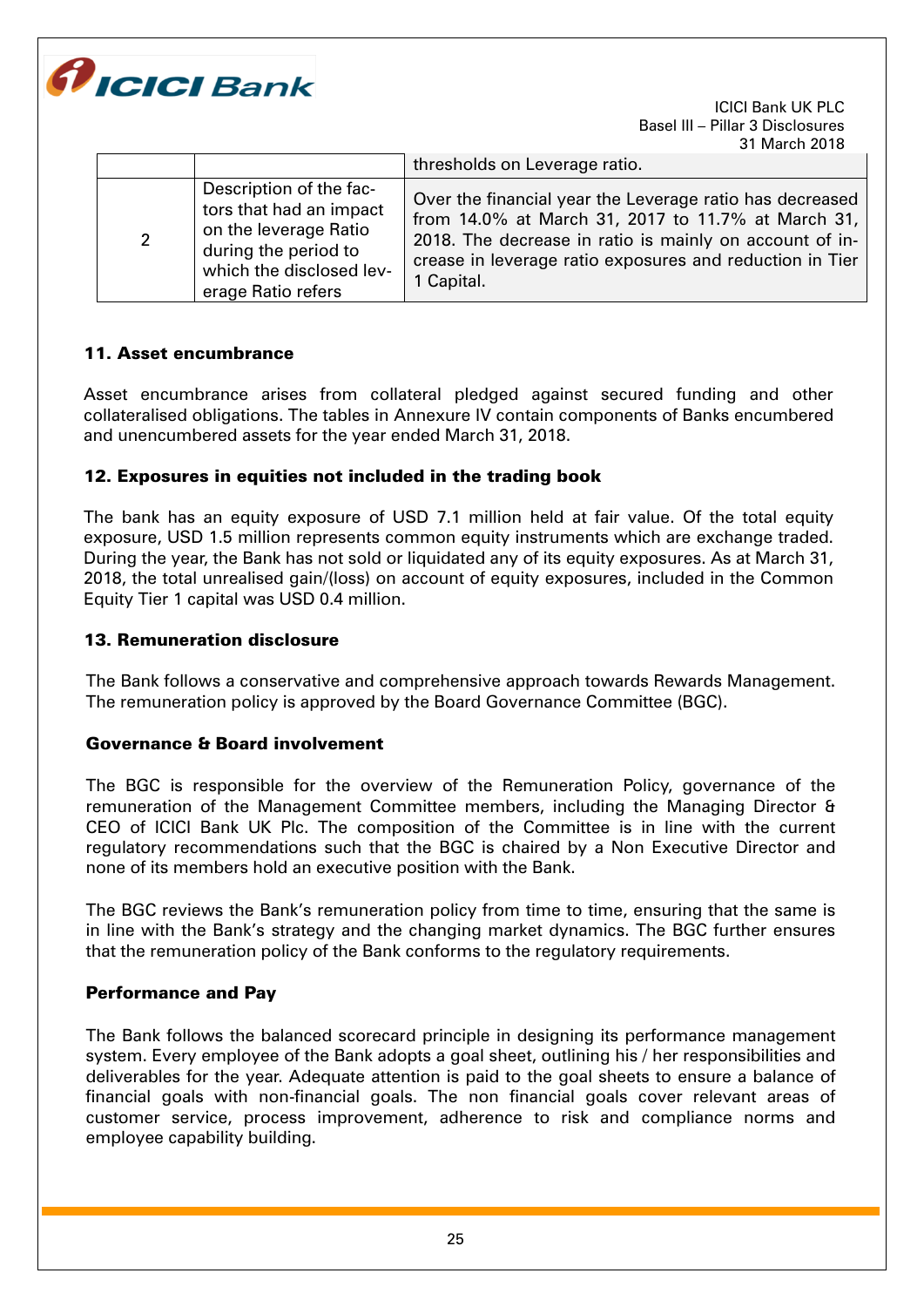| | | |
|---|---|---|
| | | thresholds on Leverage ratio. |
| 2 | Description of the factors that had an impact on the leverage Ratio during the period to which the disclosed leverage Ratio refers | Over the financial year the Leverage ratio has decreased from 14.0% at March 31, 2017 to 11.7% at March 31, 2018. The decrease in ratio is mainly on account of increase in leverage ratio exposures and reduction in Tier 1 Capital. |

## 11. Asset encumbrance

Asset encumbrance arises from collateral pledged against secured funding and other collateralised obligations. The tables in Annexure IV contain components of Banks encumbered and unencumbered assets for the year ended March 31, 2018.

## 12. Exposures in equities not included in the trading book

The bank has an equity exposure of USD 7.1 million held at fair value. Of the total equity exposure, USD 1.5 million represents common equity instruments which are exchange traded. During the year, the Bank has not sold or liquidated any of its equity exposures. As at March 31, 2018, the total unrealised gain/(loss) on account of equity exposures, included in the Common Equity Tier 1 capital was USD 0.4 million.

## 13. Remuneration disclosure

The Bank follows a conservative and comprehensive approach towards Rewards Management. The remuneration policy is approved by the Board Governance Committee (BGC).

### Governance & Board involvement

The BGC is responsible for the overview of the Remuneration Policy, governance of the remuneration of the Management Committee members, including the Managing Director & CEO of ICICI Bank UK Plc. The composition of the Committee is in line with the current regulatory recommendations such that the BGC is chaired by a Non Executive Director and none of its members hold an executive position with the Bank.

The BGC reviews the Bank's remuneration policy from time to time, ensuring that the same is in line with the Bank's strategy and the changing market dynamics. The BGC further ensures that the remuneration policy of the Bank conforms to the regulatory requirements.

### Performance and Pay

The Bank follows the balanced scorecard principle in designing its performance management system. Every employee of the Bank adopts a goal sheet, outlining his / her responsibilities and deliverables for the year. Adequate attention is paid to the goal sheets to ensure a balance of financial goals with non-financial goals. The non financial goals cover relevant areas of customer service, process improvement, adherence to risk and compliance norms and employee capability building.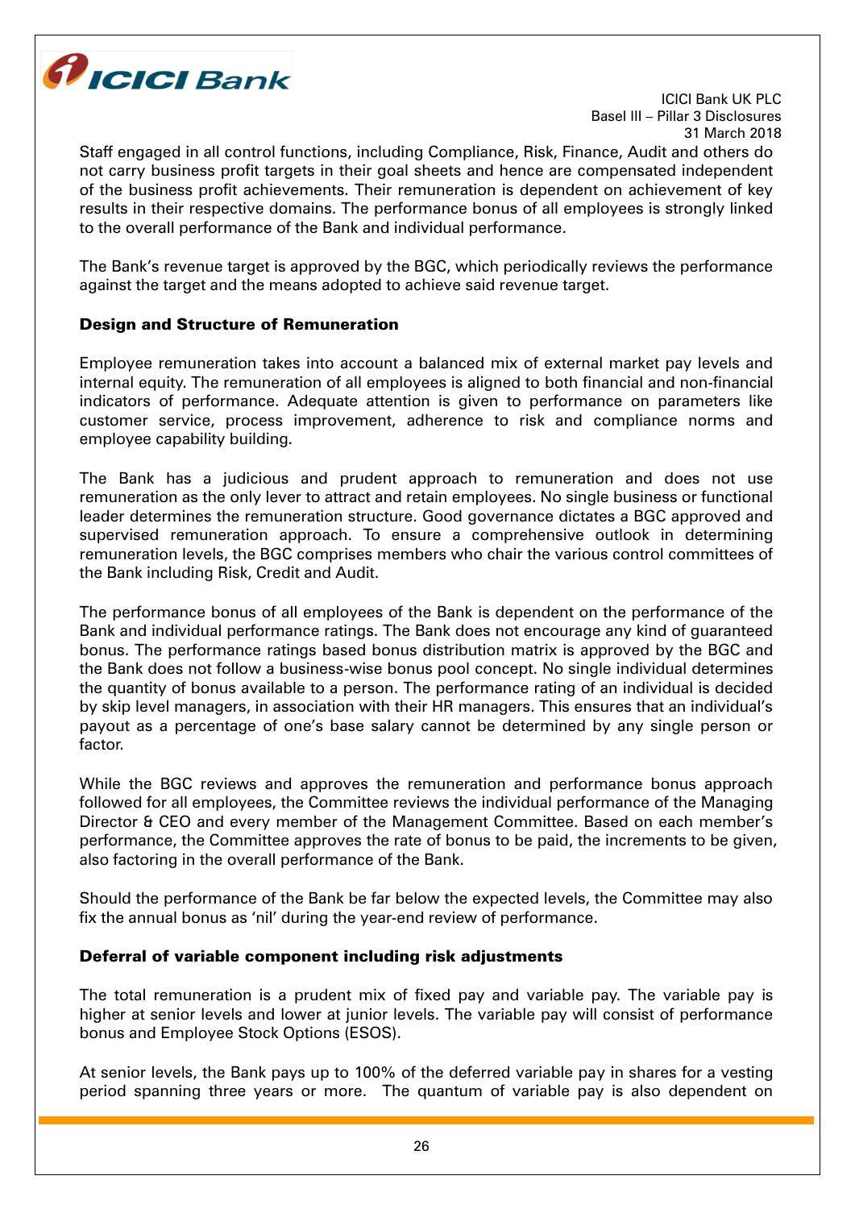Staff engaged in all control functions, including Compliance, Risk, Finance, Audit and others do not carry business profit targets in their goal sheets and hence are compensated independent of the business profit achievements. Their remuneration is dependent on achievement of key results in their respective domains. The performance bonus of all employees is strongly linked to the overall performance of the Bank and individual performance.

The Bank's revenue target is approved by the BGC, which periodically reviews the performance against the target and the means adopted to achieve said revenue target.

**Design and Structure of Remuneration**

Employee remuneration takes into account a balanced mix of external market pay levels and internal equity. The remuneration of all employees is aligned to both financial and non-financial indicators of performance. Adequate attention is given to performance on parameters like customer service, process improvement, adherence to risk and compliance norms and employee capability building.

The Bank has a judicious and prudent approach to remuneration and does not use remuneration as the only lever to attract and retain employees. No single business or functional leader determines the remuneration structure. Good governance dictates a BGC approved and supervised remuneration approach. To ensure a comprehensive outlook in determining remuneration levels, the BGC comprises members who chair the various control committees of the Bank including Risk, Credit and Audit.

The performance bonus of all employees of the Bank is dependent on the performance of the Bank and individual performance ratings. The Bank does not encourage any kind of guaranteed bonus. The performance ratings based bonus distribution matrix is approved by the BGC and the Bank does not follow a business-wise bonus pool concept. No single individual determines the quantity of bonus available to a person. The performance rating of an individual is decided by skip level managers, in association with their HR managers. This ensures that an individual's payout as a percentage of one's base salary cannot be determined by any single person or factor.

While the BGC reviews and approves the remuneration and performance bonus approach followed for all employees, the Committee reviews the individual performance of the Managing Director & CEO and every member of the Management Committee. Based on each member's performance, the Committee approves the rate of bonus to be paid, the increments to be given, also factoring in the overall performance of the Bank.

Should the performance of the Bank be far below the expected levels, the Committee may also fix the annual bonus as 'nil' during the year-end review of performance.

**Deferral of variable component including risk adjustments**

The total remuneration is a prudent mix of fixed pay and variable pay. The variable pay is higher at senior levels and lower at junior levels. The variable pay will consist of performance bonus and Employee Stock Options (ESOS).

At senior levels, the Bank pays up to 100% of the deferred variable pay in shares for a vesting period spanning three years or more. The quantum of variable pay is also dependent on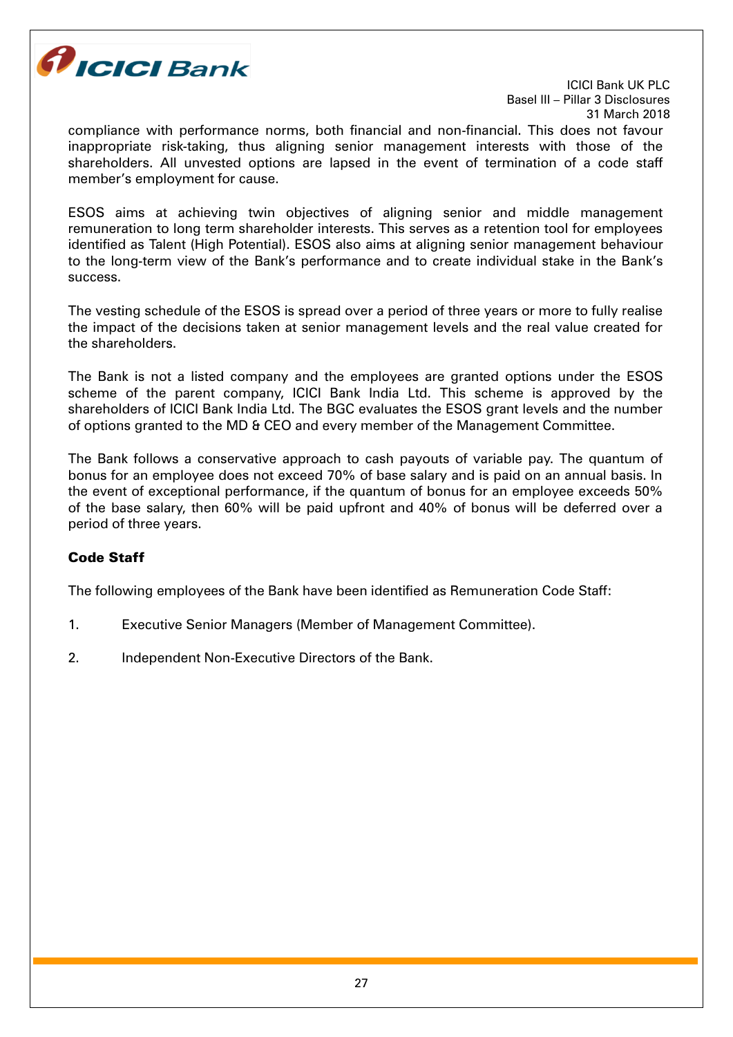compliance with performance norms, both financial and non-financial. This does not favour inappropriate risk-taking, thus aligning senior management interests with those of the shareholders. All unvested options are lapsed in the event of termination of a code staff member's employment for cause.

ESOS aims at achieving twin objectives of aligning senior and middle management remuneration to long term shareholder interests. This serves as a retention tool for employees identified as Talent (High Potential). ESOS also aims at aligning senior management behaviour to the long-term view of the Bank's performance and to create individual stake in the Bank's success.

The vesting schedule of the ESOS is spread over a period of three years or more to fully realise the impact of the decisions taken at senior management levels and the real value created for the shareholders.

The Bank is not a listed company and the employees are granted options under the ESOS scheme of the parent company, ICICI Bank India Ltd. This scheme is approved by the shareholders of ICICI Bank India Ltd. The BGC evaluates the ESOS grant levels and the number of options granted to the MD & CEO and every member of the Management Committee.

The Bank follows a conservative approach to cash payouts of variable pay. The quantum of bonus for an employee does not exceed 70% of base salary and is paid on an annual basis. In the event of exceptional performance, if the quantum of bonus for an employee exceeds 50% of the base salary, then 60% will be paid upfront and 40% of bonus will be deferred over a period of three years.

**Code Staff**

The following employees of the Bank have been identified as Remuneration Code Staff:

1. Executive Senior Managers (Member of Management Committee).
2. Independent Non-Executive Directors of the Bank.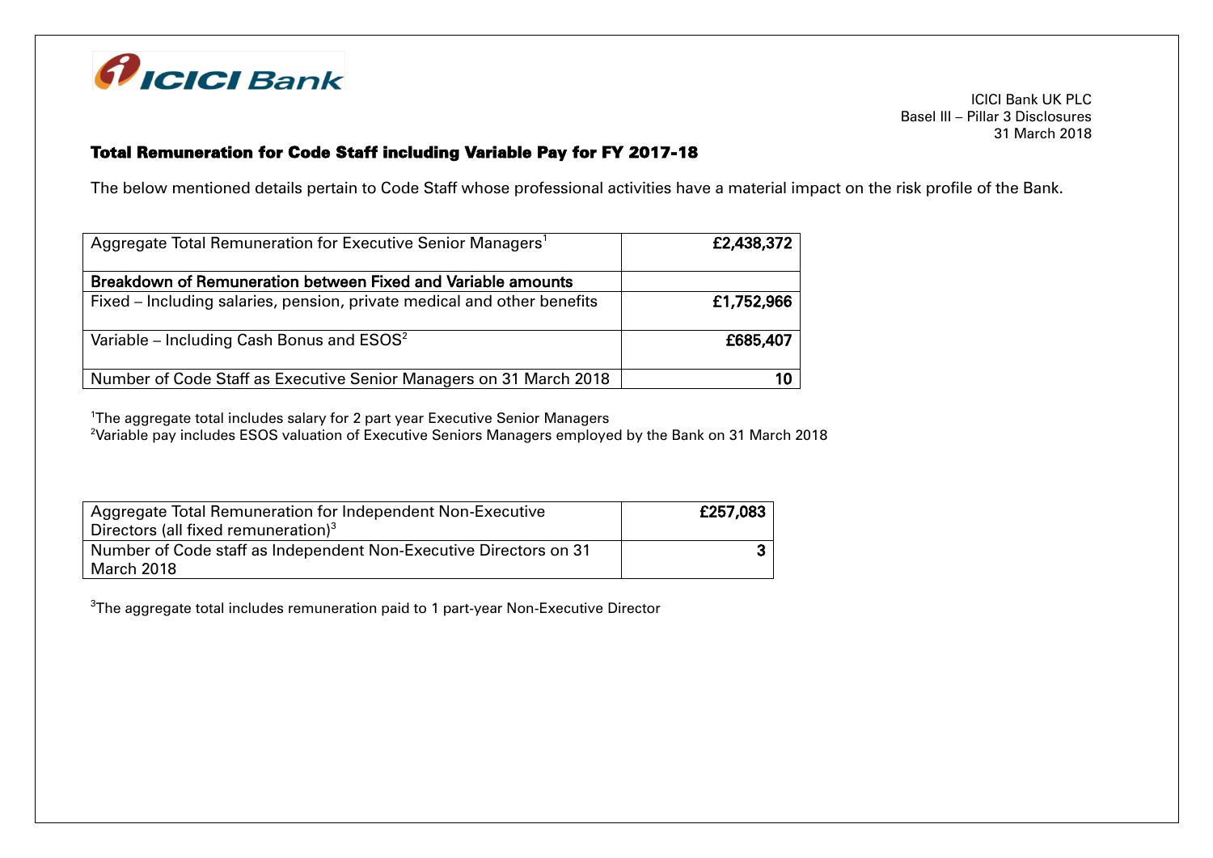## Total Remuneration for Code Staff including Variable Pay for FY 2017-18

The below mentioned details pertain to Code Staff whose professional activities have a material impact on the risk profile of the Bank.

| | |
|---|---|
| Aggregate Total Remuneration for Executive Senior Managers[1] | **£2,438,372** |
| **Breakdown of Remuneration between Fixed and Variable amounts** | |
| Fixed – Including salaries, pension, private medical and other benefits | **£1,752,966** |
| Variable – Including Cash Bonus and ESOS[2] | **£685,407** |
| Number of Code Staff as Executive Senior Managers on 31 March 2018 | **10** |

[1]The aggregate total includes salary for 2 part year Executive Senior Managers
[2]Variable pay includes ESOS valuation of Executive Seniors Managers employed by the Bank on 31 March 2018

| | |
|---|---|
| Aggregate Total Remuneration for Independent Non-Executive Directors (all fixed remuneration)[3] | **£257,083** |
| Number of Code staff as Independent Non-Executive Directors on 31 March 2018 | **3** |

[3]The aggregate total includes remuneration paid to 1 part-year Non-Executive Director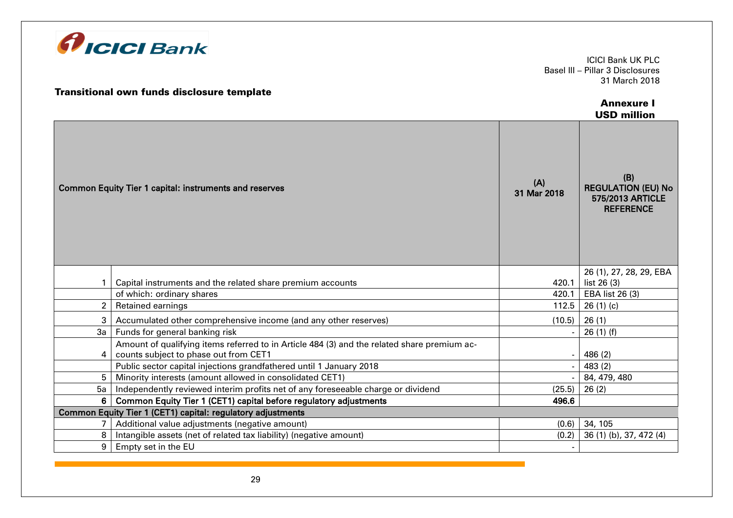## Transitional own funds disclosure template

**Annexure I**
**USD million**

| | Common Equity Tier 1 capital: instruments and reserves | (A) 31 Mar 2018 | (B) REGULATION (EU) No 575/2013 ARTICLE REFERENCE |
|---|---|---|---|
| 1 | Capital instruments and the related share premium accounts | 420.1 | 26 (1), 27, 28, 29, EBA list 26 (3) |
| | of which: ordinary shares | 420.1 | EBA list 26 (3) |
| 2 | Retained earnings | 112.5 | 26 (1) (c) |
| 3 | Accumulated other comprehensive income (and any other reserves) | (10.5) | 26 (1) |
| 3a | Funds for general banking risk | - | 26 (1) (f) |
| 4 | Amount of qualifying items referred to in Article 484 (3) and the related share premium accounts subject to phase out from CET1 | - | 486 (2) |
| | Public sector capital injections grandfathered until 1 January 2018 | - | 483 (2) |
| 5 | Minority interests (amount allowed in consolidated CET1) | - | 84, 479, 480 |
| 5a | Independently reviewed interim profits net of any foreseeable charge or dividend | (25.5) | 26 (2) |
| **6** | **Common Equity Tier 1 (CET1) capital before regulatory adjustments** | **496.6** | |
| **Common Equity Tier 1 (CET1) capital: regulatory adjustments** | | | |
| 7 | Additional value adjustments (negative amount) | (0.6) | 34, 105 |
| 8 | Intangible assets (net of related tax liability) (negative amount) | (0.2) | 36 (1) (b), 37, 472 (4) |
| 9 | Empty set in the EU | - | |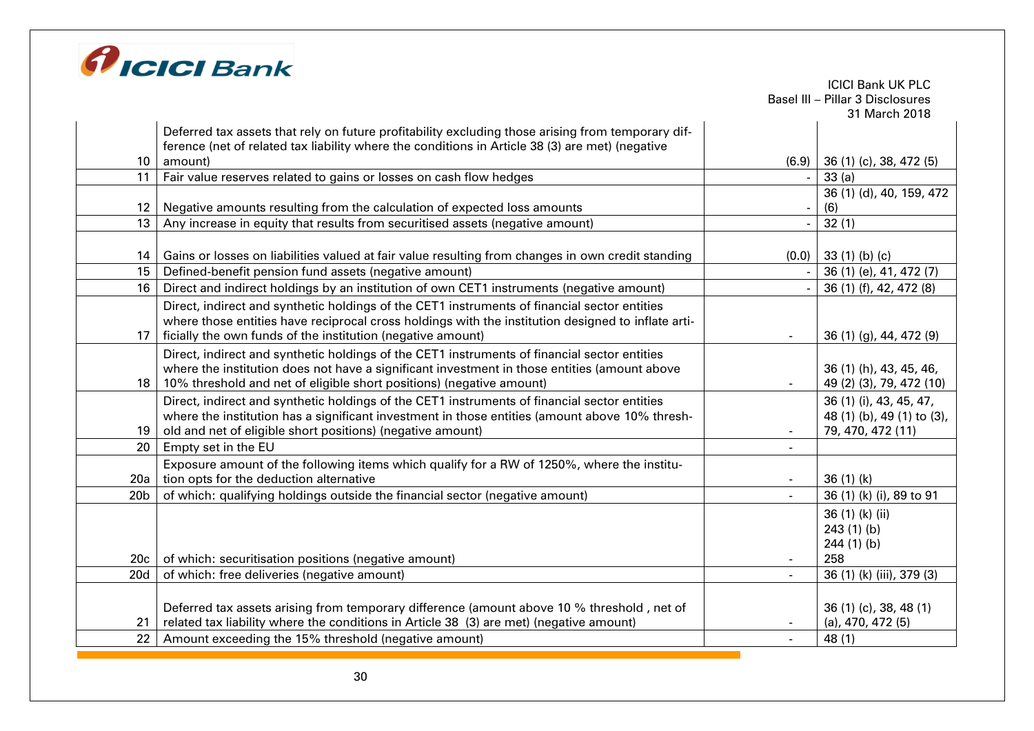| | | | |
|---|---|---|---|
| 10 | Deferred tax assets that rely on future profitability excluding those arising from temporary difference (net of related tax liability where the conditions in Article 38 (3) are met) (negative amount) | (6.9) | 36 (1) (c), 38, 472 (5) |
| 11 | Fair value reserves related to gains or losses on cash flow hedges | - | 33 (a) |
| 12 | Negative amounts resulting from the calculation of expected loss amounts | - | 36 (1) (d), 40, 159, 472 (6) |
| 13 | Any increase in equity that results from securitised assets (negative amount) | - | 32 (1) |
| 14 | Gains or losses on liabilities valued at fair value resulting from changes in own credit standing | (0.0) | 33 (1) (b) (c) |
| 15 | Defined-benefit pension fund assets (negative amount) | - | 36 (1) (e), 41, 472 (7) |
| 16 | Direct and indirect holdings by an institution of own CET1 instruments (negative amount) | - | 36 (1) (f), 42, 472 (8) |
| 17 | Direct, indirect and synthetic holdings of the CET1 instruments of financial sector entities where those entities have reciprocal cross holdings with the institution designed to inflate artificially the own funds of the institution (negative amount) | - | 36 (1) (g), 44, 472 (9) |
| 18 | Direct, indirect and synthetic holdings of the CET1 instruments of financial sector entities where the institution does not have a significant investment in those entities (amount above 10% threshold and net of eligible short positions) (negative amount) | - | 36 (1) (h), 43, 45, 46, 49 (2) (3), 79, 472 (10) |
| 19 | Direct, indirect and synthetic holdings of the CET1 instruments of financial sector entities where the institution has a significant investment in those entities (amount above 10% threshold and net of eligible short positions) (negative amount) | - | 36 (1) (i), 43, 45, 47, 48 (1) (b), 49 (1) to (3), 79, 470, 472 (11) |
| 20 | Empty set in the EU | - | |
| 20a | Exposure amount of the following items which qualify for a RW of 1250%, where the institution opts for the deduction alternative | - | 36 (1) (k) |
| 20b | of which: qualifying holdings outside the financial sector (negative amount) | - | 36 (1) (k) (i), 89 to 91 |
| 20c | of which: securitisation positions (negative amount) | - | 36 (1) (k) (ii) 243 (1) (b) 244 (1) (b) 258 |
| 20d | of which: free deliveries (negative amount) | - | 36 (1) (k) (iii), 379 (3) |
| 21 | Deferred tax assets arising from temporary difference (amount above 10 % threshold , net of related tax liability where the conditions in Article 38 (3) are met) (negative amount) | - | 36 (1) (c), 38, 48 (1) (a), 470, 472 (5) |
| 22 | Amount exceeding the 15% threshold (negative amount) | - | 48 (1) |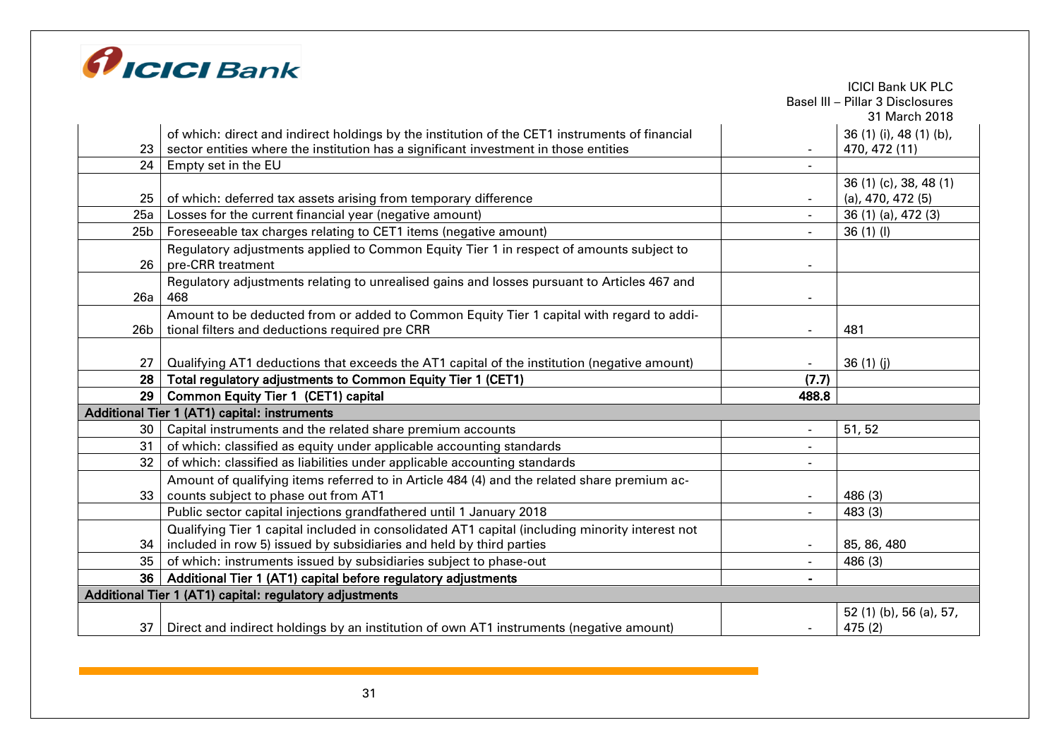| | | | |
|---|---|---|---|
| 23 | of which: direct and indirect holdings by the institution of the CET1 instruments of financial sector entities where the institution has a significant investment in those entities | - | 36 (1) (i), 48 (1) (b), 470, 472 (11) |
| 24 | Empty set in the EU | - | |
| 25 | of which: deferred tax assets arising from temporary difference | - | 36 (1) (c), 38, 48 (1) (a), 470, 472 (5) |
| 25a | Losses for the current financial year (negative amount) | - | 36 (1) (a), 472 (3) |
| 25b | Foreseeable tax charges relating to CET1 items (negative amount) | - | 36 (1) (l) |
| 26 | Regulatory adjustments applied to Common Equity Tier 1 in respect of amounts subject to pre-CRR treatment | - | |
| 26a | Regulatory adjustments relating to unrealised gains and losses pursuant to Articles 467 and 468 | - | |
| 26b | Amount to be deducted from or added to Common Equity Tier 1 capital with regard to additional filters and deductions required pre CRR | - | 481 |
| 27 | Qualifying AT1 deductions that exceeds the AT1 capital of the institution (negative amount) | - | 36 (1) (j) |
| **28** | **Total regulatory adjustments to Common Equity Tier 1 (CET1)** | **(7.7)** | |
| **29** | **Common Equity Tier 1 (CET1) capital** | **488.8** | |
| **Additional Tier 1 (AT1) capital: instruments** | | | |
| 30 | Capital instruments and the related share premium accounts | - | 51, 52 |
| 31 | of which: classified as equity under applicable accounting standards | - | |
| 32 | of which: classified as liabilities under applicable accounting standards | - | |
| 33 | Amount of qualifying items referred to in Article 484 (4) and the related share premium accounts subject to phase out from AT1 | - | 486 (3) |
| | Public sector capital injections grandfathered until 1 January 2018 | - | 483 (3) |
| 34 | Qualifying Tier 1 capital included in consolidated AT1 capital (including minority interest not included in row 5) issued by subsidiaries and held by third parties | - | 85, 86, 480 |
| 35 | of which: instruments issued by subsidiaries subject to phase-out | - | 486 (3) |
| **36** | **Additional Tier 1 (AT1) capital before regulatory adjustments** | **-** | |
| **Additional Tier 1 (AT1) capital: regulatory adjustments** | | | |
| 37 | Direct and indirect holdings by an institution of own AT1 instruments (negative amount) | - | 52 (1) (b), 56 (a), 57, 475 (2) |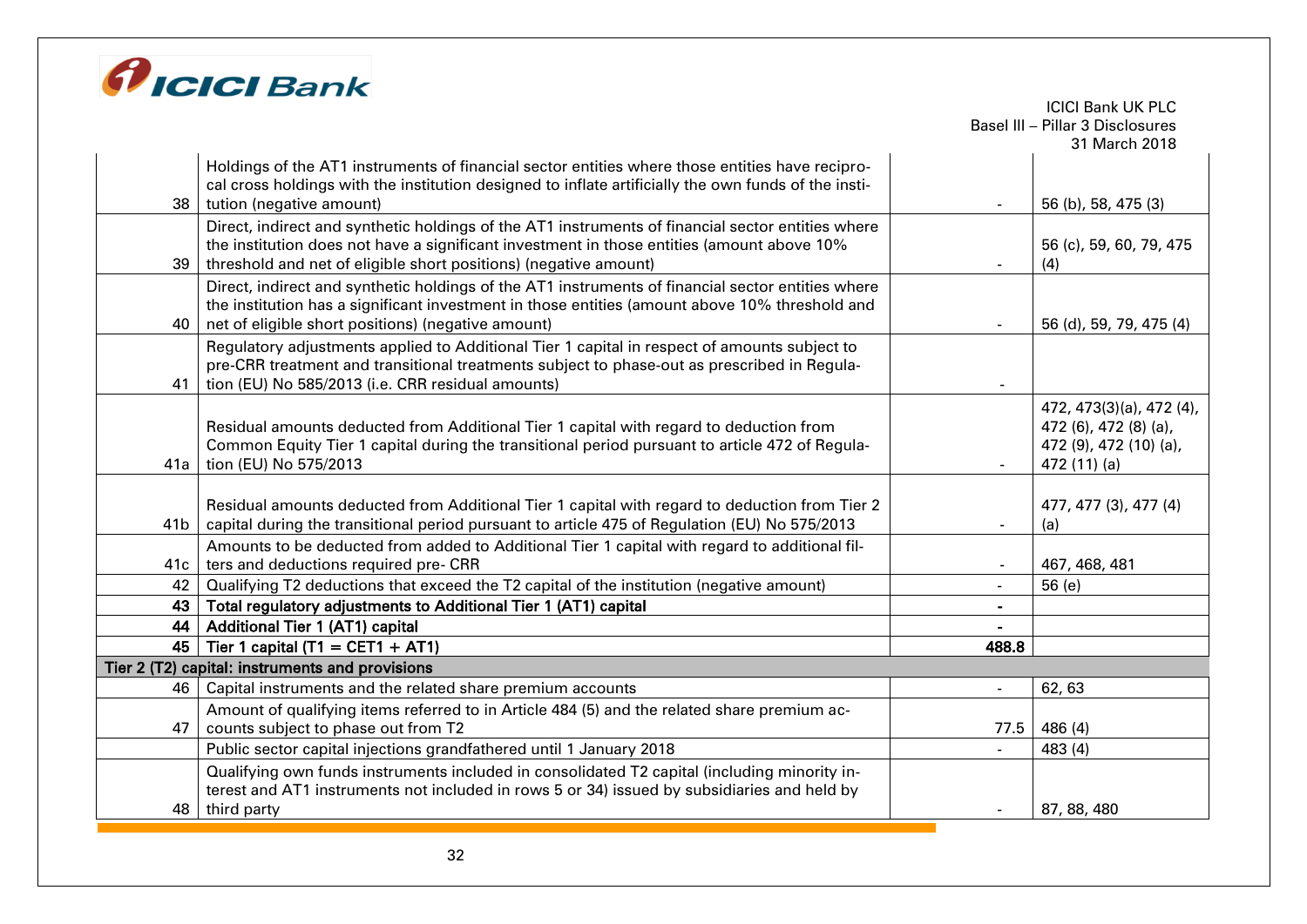| | | | |
|---|---|---|---|
| 38 | Holdings of the AT1 instruments of financial sector entities where those entities have reciprocal cross holdings with the institution designed to inflate artificially the own funds of the institution (negative amount) | - | 56 (b), 58, 475 (3) |
| 39 | Direct, indirect and synthetic holdings of the AT1 instruments of financial sector entities where the institution does not have a significant investment in those entities (amount above 10% threshold and net of eligible short positions) (negative amount) | - | 56 (c), 59, 60, 79, 475 (4) |
| 40 | Direct, indirect and synthetic holdings of the AT1 instruments of financial sector entities where the institution has a significant investment in those entities (amount above 10% threshold and net of eligible short positions) (negative amount) | - | 56 (d), 59, 79, 475 (4) |
| 41 | Regulatory adjustments applied to Additional Tier 1 capital in respect of amounts subject to pre-CRR treatment and transitional treatments subject to phase-out as prescribed in Regulation (EU) No 585/2013 (i.e. CRR residual amounts) | - | |
| 41a | Residual amounts deducted from Additional Tier 1 capital with regard to deduction from Common Equity Tier 1 capital during the transitional period pursuant to article 472 of Regulation (EU) No 575/2013 | - | 472, 473(3)(a), 472 (4), 472 (6), 472 (8) (a), 472 (9), 472 (10) (a), 472 (11) (a) |
| 41b | Residual amounts deducted from Additional Tier 1 capital with regard to deduction from Tier 2 capital during the transitional period pursuant to article 475 of Regulation (EU) No 575/2013 | - | 477, 477 (3), 477 (4) (a) |
| 41c | Amounts to be deducted from added to Additional Tier 1 capital with regard to additional filters and deductions required pre- CRR | - | 467, 468, 481 |
| 42 | Qualifying T2 deductions that exceed the T2 capital of the institution (negative amount) | - | 56 (e) |
| **43** | **Total regulatory adjustments to Additional Tier 1 (AT1) capital** | **-** | |
| **44** | **Additional Tier 1 (AT1) capital** | **-** | |
| **45** | **Tier 1 capital (T1 = CET1 + AT1)** | **488.8** | |
| **Tier 2 (T2) capital: instruments and provisions** | | | |
| 46 | Capital instruments and the related share premium accounts | - | 62, 63 |
| 47 | Amount of qualifying items referred to in Article 484 (5) and the related share premium accounts subject to phase out from T2 | 77.5 | 486 (4) |
| | Public sector capital injections grandfathered until 1 January 2018 | - | 483 (4) |
| 48 | Qualifying own funds instruments included in consolidated T2 capital (including minority interest and AT1 instruments not included in rows 5 or 34) issued by subsidiaries and held by third party | - | 87, 88, 480 |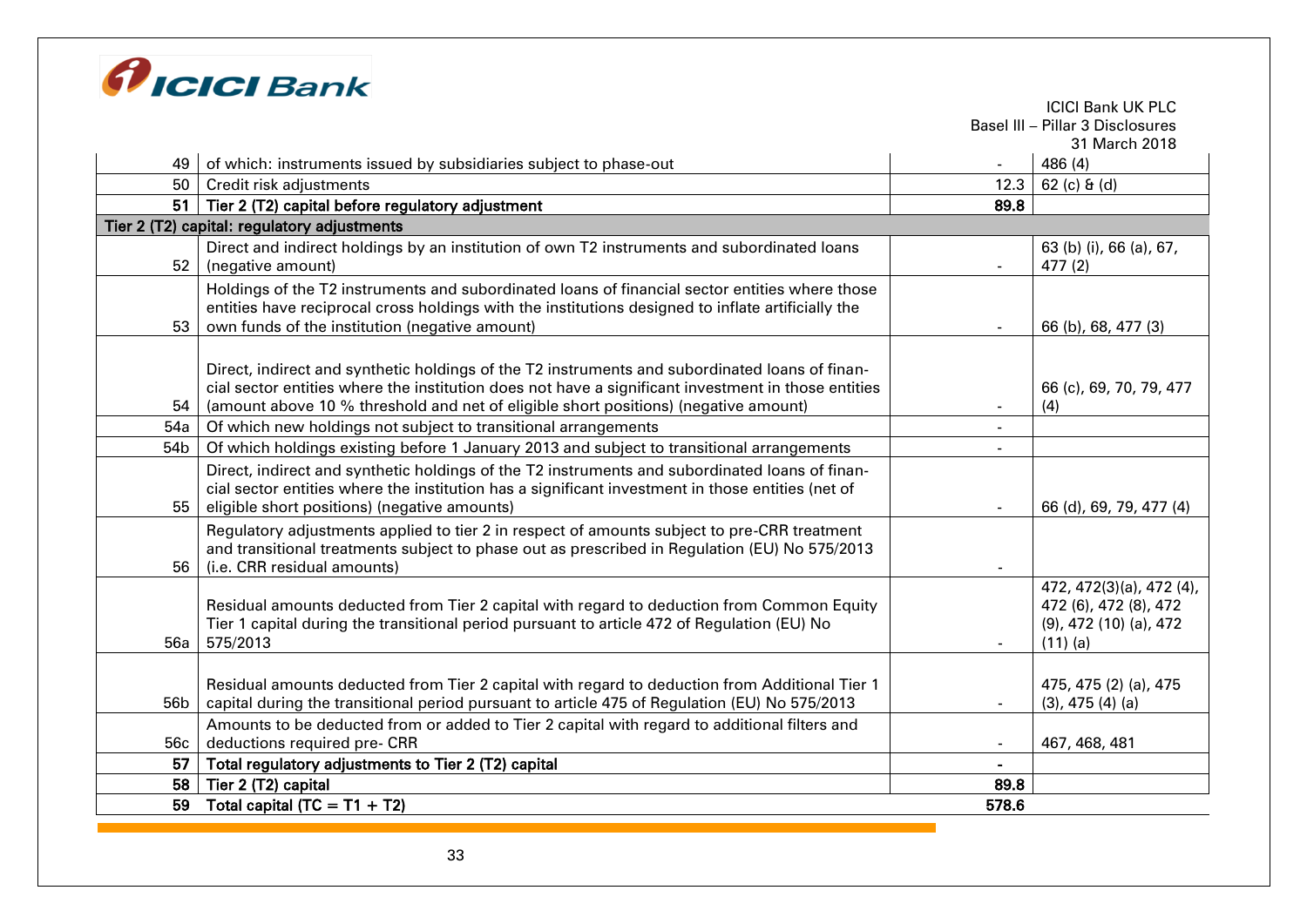| | | | |
|---|---|---|---|
| 49 | of which: instruments issued by subsidiaries subject to phase-out | - | 486 (4) |
| 50 | Credit risk adjustments | 12.3 | 62 (c) & (d) |
| **51** | **Tier 2 (T2) capital before regulatory adjustment** | **89.8** | |
| **Tier 2 (T2) capital: regulatory adjustments** | | | |
| 52 | Direct and indirect holdings by an institution of own T2 instruments and subordinated loans (negative amount) | - | 63 (b) (i), 66 (a), 67, 477 (2) |
| 53 | Holdings of the T2 instruments and subordinated loans of financial sector entities where those entities have reciprocal cross holdings with the institutions designed to inflate artificially the own funds of the institution (negative amount) | - | 66 (b), 68, 477 (3) |
| 54 | Direct, indirect and synthetic holdings of the T2 instruments and subordinated loans of financial sector entities where the institution does not have a significant investment in those entities (amount above 10 % threshold and net of eligible short positions) (negative amount) | - | 66 (c), 69, 70, 79, 477 (4) |
| 54a | Of which new holdings not subject to transitional arrangements | - | |
| 54b | Of which holdings existing before 1 January 2013 and subject to transitional arrangements | - | |
| 55 | Direct, indirect and synthetic holdings of the T2 instruments and subordinated loans of financial sector entities where the institution has a significant investment in those entities (net of eligible short positions) (negative amounts) | - | 66 (d), 69, 79, 477 (4) |
| 56 | Regulatory adjustments applied to tier 2 in respect of amounts subject to pre-CRR treatment and transitional treatments subject to phase out as prescribed in Regulation (EU) No 575/2013 (i.e. CRR residual amounts) | - | |
| 56a | Residual amounts deducted from Tier 2 capital with regard to deduction from Common Equity Tier 1 capital during the transitional period pursuant to article 472 of Regulation (EU) No 575/2013 | - | 472, 472(3)(a), 472 (4), 472 (6), 472 (8), 472 (9), 472 (10) (a), 472 (11) (a) |
| 56b | Residual amounts deducted from Tier 2 capital with regard to deduction from Additional Tier 1 capital during the transitional period pursuant to article 475 of Regulation (EU) No 575/2013 | - | 475, 475 (2) (a), 475 (3), 475 (4) (a) |
| 56c | Amounts to be deducted from or added to Tier 2 capital with regard to additional filters and deductions required pre- CRR | - | 467, 468, 481 |
| **57** | **Total regulatory adjustments to Tier 2 (T2) capital** | **-** | |
| **58** | **Tier 2 (T2) capital** | **89.8** | |
| **59** | **Total capital (TC = T1 + T2)** | **578.6** | |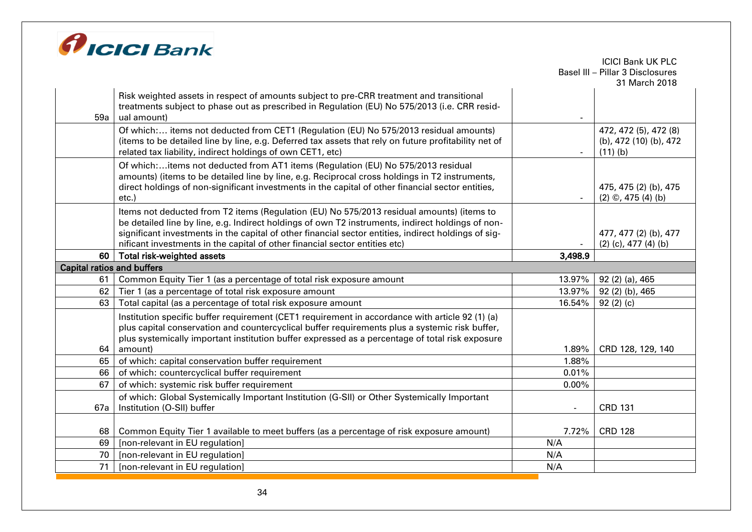| | | | |
|---|---|---|---|
| 59a | Risk weighted assets in respect of amounts subject to pre-CRR treatment and transitional treatments subject to phase out as prescribed in Regulation (EU) No 575/2013 (i.e. CRR residual amount) | - | |
| | Of which:… items not deducted from CET1 (Regulation (EU) No 575/2013 residual amounts) (items to be detailed line by line, e.g. Deferred tax assets that rely on future profitability net of related tax liability, indirect holdings of own CET1, etc) | - | 472, 472 (5), 472 (8) (b), 472 (10) (b), 472 (11) (b) |
| | Of which:…items not deducted from AT1 items (Regulation (EU) No 575/2013 residual amounts) (items to be detailed line by line, e.g. Reciprocal cross holdings in T2 instruments, direct holdings of non-significant investments in the capital of other financial sector entities, etc.) | - | 475, 475 (2) (b), 475 (2) ©, 475 (4) (b) |
| | Items not deducted from T2 items (Regulation (EU) No 575/2013 residual amounts) (items to be detailed line by line, e.g. Indirect holdings of own T2 instruments, indirect holdings of non-significant investments in the capital of other financial sector entities, indirect holdings of significant investments in the capital of other financial sector entities etc) | - | 477, 477 (2) (b), 477 (2) (c), 477 (4) (b) |
| **60** | **Total risk-weighted assets** | **3,498.9** | |
| **Capital ratios and buffers** | | | |
| 61 | Common Equity Tier 1 (as a percentage of total risk exposure amount | 13.97% | 92 (2) (a), 465 |
| 62 | Tier 1 (as a percentage of total risk exposure amount | 13.97% | 92 (2) (b), 465 |
| 63 | Total capital (as a percentage of total risk exposure amount | 16.54% | 92 (2) (c) |
| 64 | Institution specific buffer requirement (CET1 requirement in accordance with article 92 (1) (a) plus capital conservation and countercyclical buffer requirements plus a systemic risk buffer, plus systemically important institution buffer expressed as a percentage of total risk exposure amount) | 1.89% | CRD 128, 129, 140 |
| 65 | of which: capital conservation buffer requirement | 1.88% | |
| 66 | of which: countercyclical buffer requirement | 0.01% | |
| 67 | of which: systemic risk buffer requirement | 0.00% | |
| 67a | of which: Global Systemically Important Institution (G-SII) or Other Systemically Important Institution (O-SII) buffer | - | CRD 131 |
| 68 | Common Equity Tier 1 available to meet buffers (as a percentage of risk exposure amount) | 7.72% | CRD 128 |
| 69 | [non-relevant in EU regulation] | N/A | |
| 70 | [non-relevant in EU regulation] | N/A | |
| 71 | [non-relevant in EU regulation] | N/A | |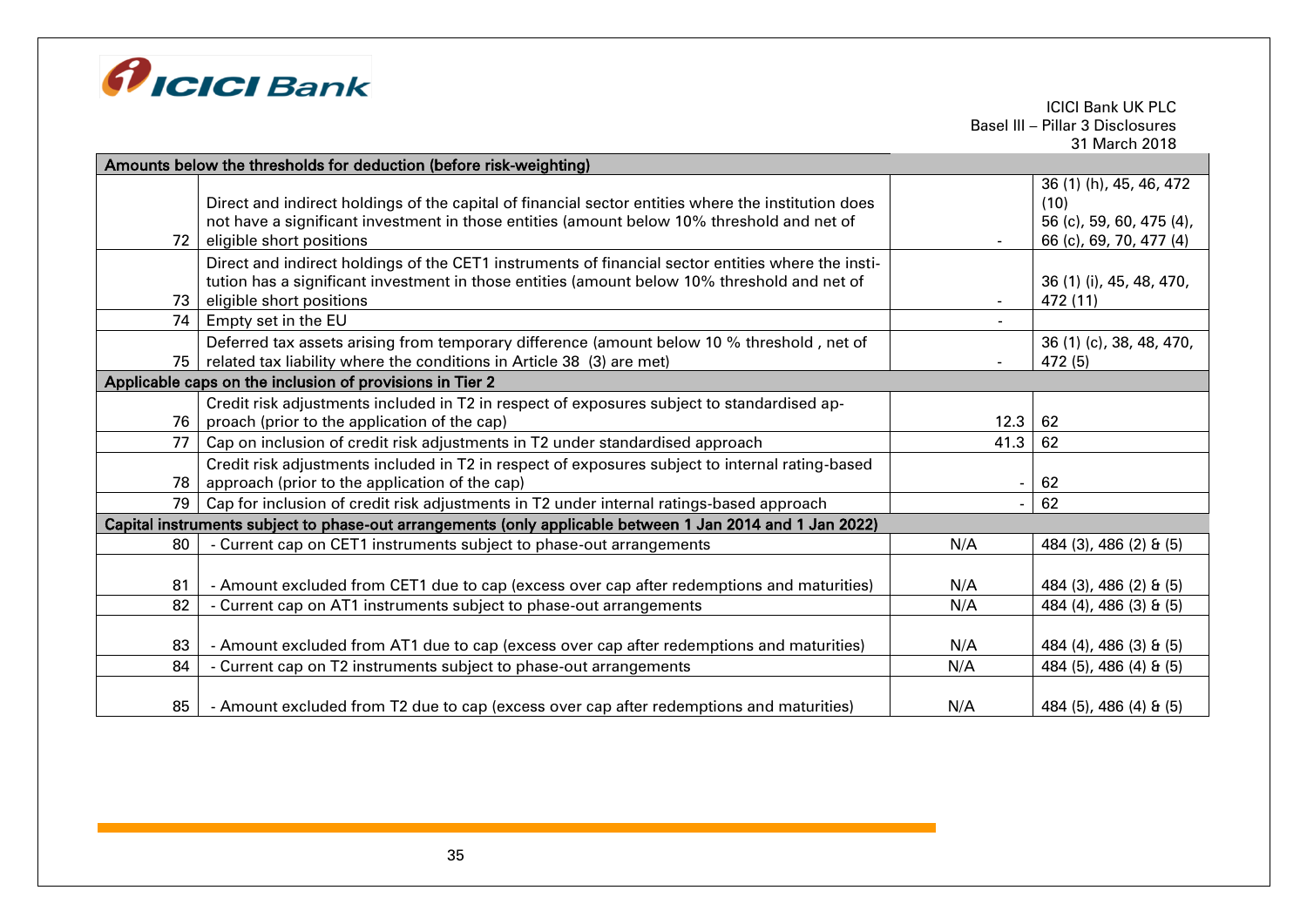| | | | |
|---|---|---|---|
| **Amounts below the thresholds for deduction (before risk-weighting)** | | | |
| 72 | Direct and indirect holdings of the capital of financial sector entities where the institution does not have a significant investment in those entities (amount below 10% threshold and net of eligible short positions | - | 36 (1) (h), 45, 46, 472 (10) 56 (c), 59, 60, 475 (4), 66 (c), 69, 70, 477 (4) |
| 73 | Direct and indirect holdings of the CET1 instruments of financial sector entities where the institution has a significant investment in those entities (amount below 10% threshold and net of eligible short positions | - | 36 (1) (i), 45, 48, 470, 472 (11) |
| 74 | Empty set in the EU | - | |
| 75 | Deferred tax assets arising from temporary difference (amount below 10 % threshold , net of related tax liability where the conditions in Article 38 (3) are met) | - | 36 (1) (c), 38, 48, 470, 472 (5) |
| **Applicable caps on the inclusion of provisions in Tier 2** | | | |
| 76 | Credit risk adjustments included in T2 in respect of exposures subject to standardised approach (prior to the application of the cap) | 12.3 | 62 |
| 77 | Cap on inclusion of credit risk adjustments in T2 under standardised approach | 41.3 | 62 |
| 78 | Credit risk adjustments included in T2 in respect of exposures subject to internal rating-based approach (prior to the application of the cap) | - | 62 |
| 79 | Cap for inclusion of credit risk adjustments in T2 under internal ratings-based approach | - | 62 |
| **Capital instruments subject to phase-out arrangements (only applicable between 1 Jan 2014 and 1 Jan 2022)** | | | |
| 80 | - Current cap on CET1 instruments subject to phase-out arrangements | N/A | 484 (3), 486 (2) & (5) |
| 81 | - Amount excluded from CET1 due to cap (excess over cap after redemptions and maturities) | N/A | 484 (3), 486 (2) & (5) |
| 82 | - Current cap on AT1 instruments subject to phase-out arrangements | N/A | 484 (4), 486 (3) & (5) |
| 83 | - Amount excluded from AT1 due to cap (excess over cap after redemptions and maturities) | N/A | 484 (4), 486 (3) & (5) |
| 84 | - Current cap on T2 instruments subject to phase-out arrangements | N/A | 484 (5), 486 (4) & (5) |
| 85 | - Amount excluded from T2 due to cap (excess over cap after redemptions and maturities) | N/A | 484 (5), 486 (4) & (5) |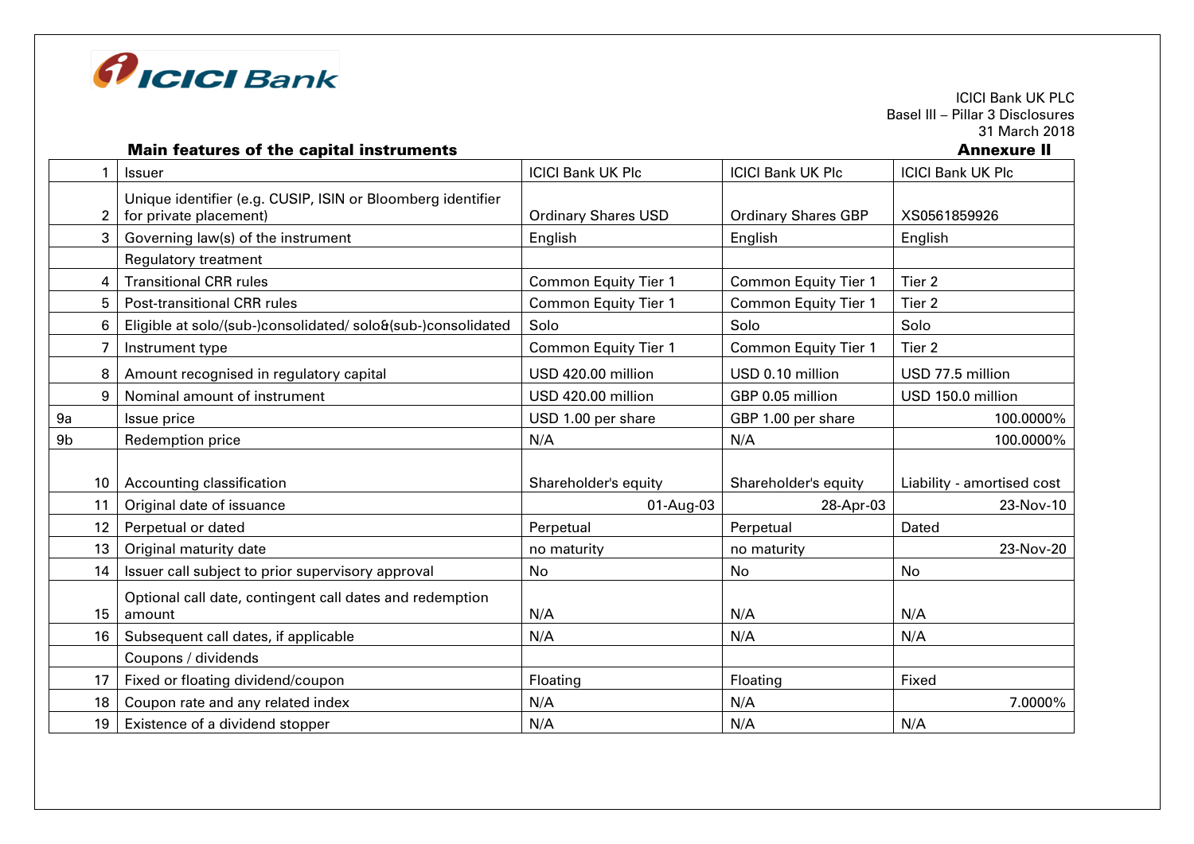ICICI Bank UK PLC
Basel III – Pillar 3 Disclosures
31 March 2018

## Main features of the capital instruments

**Annexure II**

| | | | | |
|---|---|---|---|---|
| 1 | Issuer | ICICI Bank UK Plc | ICICI Bank UK Plc | ICICI Bank UK Plc |
| 2 | Unique identifier (e.g. CUSIP, ISIN or Bloomberg identifier for private placement) | Ordinary Shares USD | Ordinary Shares GBP | XS0561859926 |
| 3 | Governing law(s) of the instrument | English | English | English |
| | Regulatory treatment | | | |
| 4 | Transitional CRR rules | Common Equity Tier 1 | Common Equity Tier 1 | Tier 2 |
| 5 | Post-transitional CRR rules | Common Equity Tier 1 | Common Equity Tier 1 | Tier 2 |
| 6 | Eligible at solo/(sub-)consolidated/ solo&(sub-)consolidated | Solo | Solo | Solo |
| 7 | Instrument type | Common Equity Tier 1 | Common Equity Tier 1 | Tier 2 |
| 8 | Amount recognised in regulatory capital | USD 420.00 million | USD 0.10 million | USD 77.5 million |
| 9 | Nominal amount of instrument | USD 420.00 million | GBP 0.05 million | USD 150.0 million |
| 9a | Issue price | USD 1.00 per share | GBP 1.00 per share | 100.0000% |
| 9b | Redemption price | N/A | N/A | 100.0000% |
| 10 | Accounting classification | Shareholder's equity | Shareholder's equity | Liability - amortised cost |
| 11 | Original date of issuance | 01-Aug-03 | 28-Apr-03 | 23-Nov-10 |
| 12 | Perpetual or dated | Perpetual | Perpetual | Dated |
| 13 | Original maturity date | no maturity | no maturity | 23-Nov-20 |
| 14 | Issuer call subject to prior supervisory approval | No | No | No |
| 15 | Optional call date, contingent call dates and redemption amount | N/A | N/A | N/A |
| 16 | Subsequent call dates, if applicable | N/A | N/A | N/A |
| | Coupons / dividends | | | |
| 17 | Fixed or floating dividend/coupon | Floating | Floating | Fixed |
| 18 | Coupon rate and any related index | N/A | N/A | 7.0000% |
| 19 | Existence of a dividend stopper | N/A | N/A | N/A |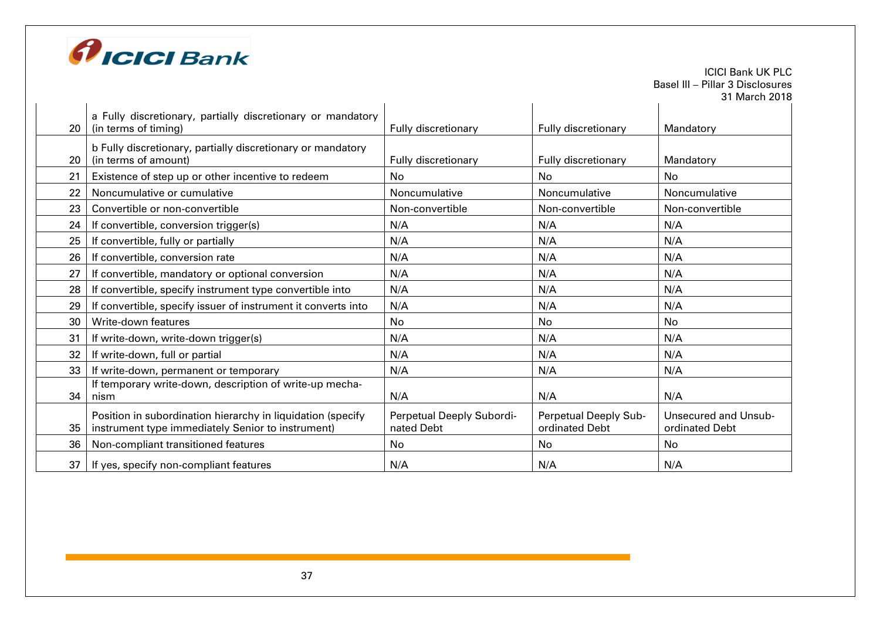| 20 | a Fully discretionary, partially discretionary or mandatory (in terms of timing) | Fully discretionary | Fully discretionary | Mandatory |
|---|---|---|---|---|
| 20 | b Fully discretionary, partially discretionary or mandatory (in terms of amount) | Fully discretionary | Fully discretionary | Mandatory |
| 21 | Existence of step up or other incentive to redeem | No | No | No |
| 22 | Noncumulative or cumulative | Noncumulative | Noncumulative | Noncumulative |
| 23 | Convertible or non-convertible | Non-convertible | Non-convertible | Non-convertible |
| 24 | If convertible, conversion trigger(s) | N/A | N/A | N/A |
| 25 | If convertible, fully or partially | N/A | N/A | N/A |
| 26 | If convertible, conversion rate | N/A | N/A | N/A |
| 27 | If convertible, mandatory or optional conversion | N/A | N/A | N/A |
| 28 | If convertible, specify instrument type convertible into | N/A | N/A | N/A |
| 29 | If convertible, specify issuer of instrument it converts into | N/A | N/A | N/A |
| 30 | Write-down features | No | No | No |
| 31 | If write-down, write-down trigger(s) | N/A | N/A | N/A |
| 32 | If write-down, full or partial | N/A | N/A | N/A |
| 33 | If write-down, permanent or temporary | N/A | N/A | N/A |
| 34 | If temporary write-down, description of write-up mechanism | N/A | N/A | N/A |
| 35 | Position in subordination hierarchy in liquidation (specify instrument type immediately Senior to instrument) | Perpetual Deeply Subordinated Debt | Perpetual Deeply Subordinated Debt | Unsecured and Unsubordinated Debt |
| 36 | Non-compliant transitioned features | No | No | No |
| 37 | If yes, specify non-compliant features | N/A | N/A | N/A |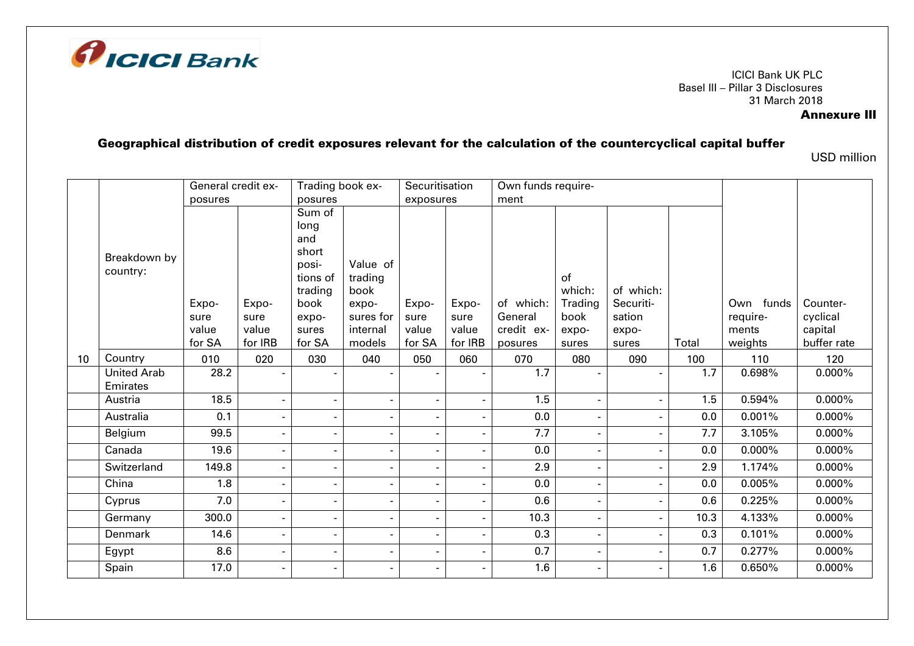ICICI Bank UK PLC
Basel III – Pillar 3 Disclosures
31 March 2018

**Annexure III**

## Geographical distribution of credit exposures relevant for the calculation of the countercyclical capital buffer

USD million

| | | General credit exposures | | Trading book exposures | | Securitisation exposures | | Own funds requirement | | | | | |
|---|---|---|---|---|---|---|---|---|---|---|---|---|---|
| | Breakdown by country: | Exposure value for SA | Exposure value for IRB | Sum of long and short positions of trading book exposures for SA | Value of trading book exposures for internal models | Exposure value for SA | Exposure value for IRB | of which: General credit exposures | of which: Trading book exposures | of which: Securitisation exposures | Total | Own funds requirements weights | Countercyclical capital buffer rate |
| 10 | Country | 010 | 020 | 030 | 040 | 050 | 060 | 070 | 080 | 090 | 100 | 110 | 120 |
| | United Arab Emirates | 28.2 | - | - | - | - | - | 1.7 | - | - | 1.7 | 0.698% | 0.000% |
| | Austria | 18.5 | - | - | - | - | - | 1.5 | - | - | 1.5 | 0.594% | 0.000% |
| | Australia | 0.1 | - | - | - | - | - | 0.0 | - | - | 0.0 | 0.001% | 0.000% |
| | Belgium | 99.5 | - | - | - | - | - | 7.7 | - | - | 7.7 | 3.105% | 0.000% |
| | Canada | 19.6 | - | - | - | - | - | 0.0 | - | - | 0.0 | 0.000% | 0.000% |
| | Switzerland | 149.8 | - | - | - | - | - | 2.9 | - | - | 2.9 | 1.174% | 0.000% |
| | China | 1.8 | - | - | - | - | - | 0.0 | - | - | 0.0 | 0.005% | 0.000% |
| | Cyprus | 7.0 | - | - | - | - | - | 0.6 | - | - | 0.6 | 0.225% | 0.000% |
| | Germany | 300.0 | - | - | - | - | - | 10.3 | - | - | 10.3 | 4.133% | 0.000% |
| | Denmark | 14.6 | - | - | - | - | - | 0.3 | - | - | 0.3 | 0.101% | 0.000% |
| | Egypt | 8.6 | - | - | - | - | - | 0.7 | - | - | 0.7 | 0.277% | 0.000% |
| | Spain | 17.0 | - | - | - | - | - | 1.6 | - | - | 1.6 | 0.650% | 0.000% |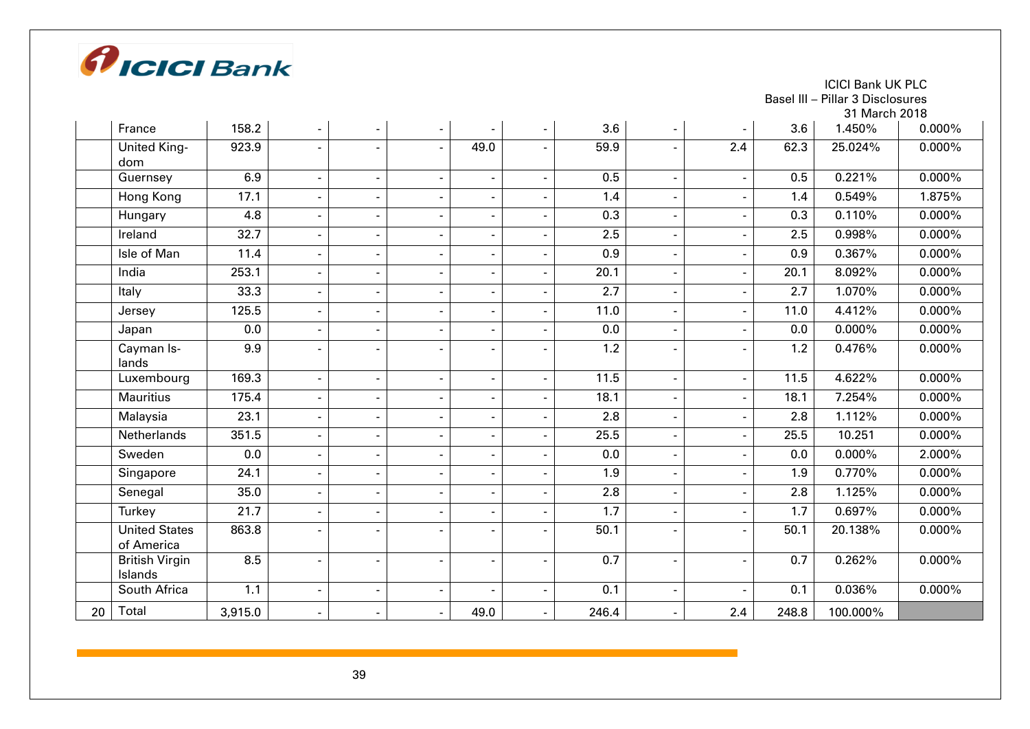| | France | 158.2 | - | - | - | - | - | 3.6 | - | - | 3.6 | 1.450% | 0.000% |
|---|---|---|---|---|---|---|---|---|---|---|---|---|---|
| | United Kingdom | 923.9 | - | - | - | 49.0 | - | 59.9 | - | 2.4 | 62.3 | 25.024% | 0.000% |
| | Guernsey | 6.9 | - | - | - | - | - | 0.5 | - | - | 0.5 | 0.221% | 0.000% |
| | Hong Kong | 17.1 | - | - | - | - | - | 1.4 | - | - | 1.4 | 0.549% | 1.875% |
| | Hungary | 4.8 | - | - | - | - | - | 0.3 | - | - | 0.3 | 0.110% | 0.000% |
| | Ireland | 32.7 | - | - | - | - | - | 2.5 | - | - | 2.5 | 0.998% | 0.000% |
| | Isle of Man | 11.4 | - | - | - | - | - | 0.9 | - | - | 0.9 | 0.367% | 0.000% |
| | India | 253.1 | - | - | - | - | - | 20.1 | - | - | 20.1 | 8.092% | 0.000% |
| | Italy | 33.3 | - | - | - | - | - | 2.7 | - | - | 2.7 | 1.070% | 0.000% |
| | Jersey | 125.5 | - | - | - | - | - | 11.0 | - | - | 11.0 | 4.412% | 0.000% |
| | Japan | 0.0 | - | - | - | - | - | 0.0 | - | - | 0.0 | 0.000% | 0.000% |
| | Cayman Islands | 9.9 | - | - | - | - | - | 1.2 | - | - | 1.2 | 0.476% | 0.000% |
| | Luxembourg | 169.3 | - | - | - | - | - | 11.5 | - | - | 11.5 | 4.622% | 0.000% |
| | Mauritius | 175.4 | - | - | - | - | - | 18.1 | - | - | 18.1 | 7.254% | 0.000% |
| | Malaysia | 23.1 | - | - | - | - | - | 2.8 | - | - | 2.8 | 1.112% | 0.000% |
| | Netherlands | 351.5 | - | - | - | - | - | 25.5 | - | - | 25.5 | 10.251 | 0.000% |
| | Sweden | 0.0 | - | - | - | - | - | 0.0 | - | - | 0.0 | 0.000% | 2.000% |
| | Singapore | 24.1 | - | - | - | - | - | 1.9 | - | - | 1.9 | 0.770% | 0.000% |
| | Senegal | 35.0 | - | - | - | - | - | 2.8 | - | - | 2.8 | 1.125% | 0.000% |
| | Turkey | 21.7 | - | - | - | - | - | 1.7 | - | - | 1.7 | 0.697% | 0.000% |
| | United States of America | 863.8 | - | - | - | - | - | 50.1 | - | - | 50.1 | 20.138% | 0.000% |
| | British Virgin Islands | 8.5 | - | - | - | - | - | 0.7 | - | - | 0.7 | 0.262% | 0.000% |
| | South Africa | 1.1 | - | - | - | - | - | 0.1 | - | - | 0.1 | 0.036% | 0.000% |
| 20 | Total | 3,915.0 | - | - | - | 49.0 | - | 246.4 | - | 2.4 | 248.8 | 100.000% | |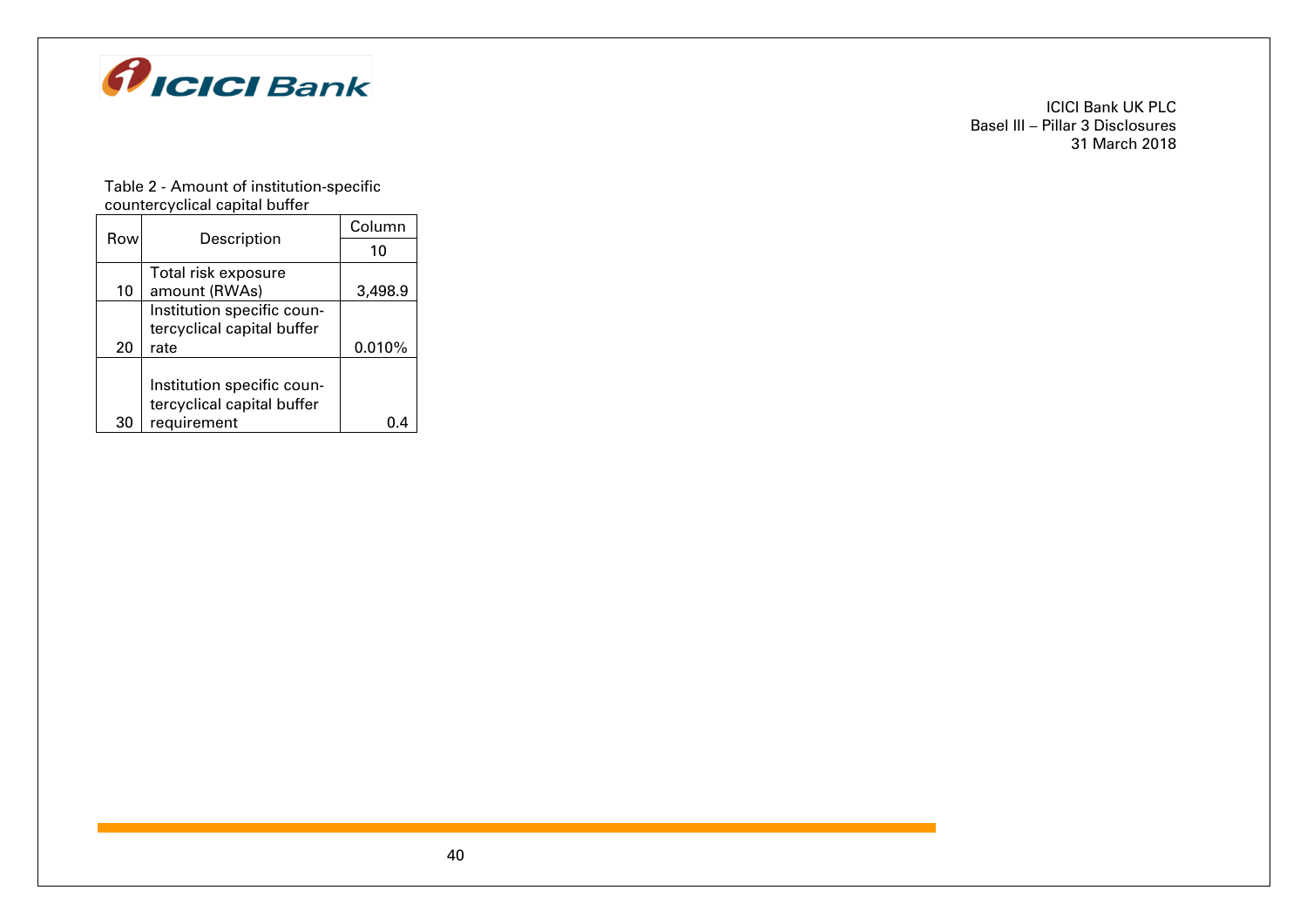Table 2 - Amount of institution-specific countercyclical capital buffer

| Row | Description | Column |
|---|---|---|
| | | 10 |
| 10 | Total risk exposure amount (RWAs) | 3,498.9 |
| 20 | Institution specific countercyclical capital buffer rate | 0.010% |
| 30 | Institution specific countercyclical capital buffer requirement | 0.4 |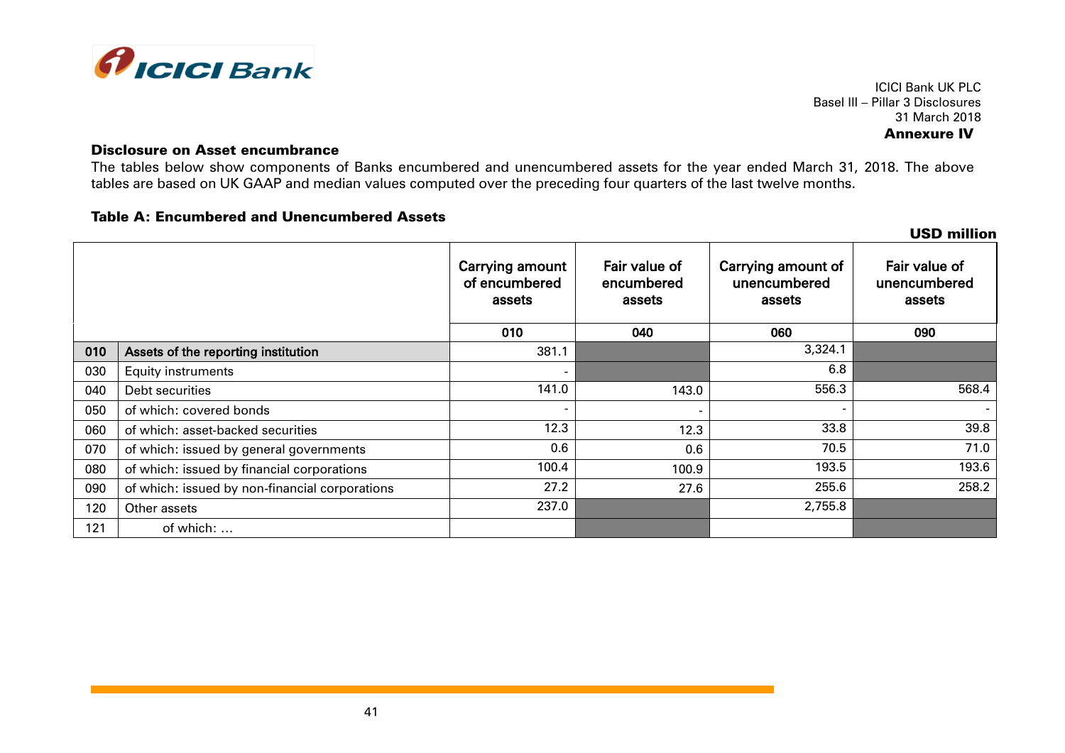ICICI Bank UK PLC
Basel III – Pillar 3 Disclosures
31 March 2018

**Annexure IV**

**Disclosure on Asset encumbrance**

The tables below show components of Banks encumbered and unencumbered assets for the year ended March 31, 2018. The above tables are based on UK GAAP and median values computed over the preceding four quarters of the last twelve months.

**Table A: Encumbered and Unencumbered Assets**

**USD million**

| | | Carrying amount of encumbered assets | Fair value of encumbered assets | Carrying amount of unencumbered assets | Fair value of unencumbered assets |
|---|---|---|---|---|---|
| | | 010 | 040 | 060 | 090 |
| 010 | Assets of the reporting institution | 381.1 | | 3,324.1 | |
| 030 | Equity instruments | - | | 6.8 | |
| 040 | Debt securities | 141.0 | 143.0 | 556.3 | 568.4 |
| 050 | of which: covered bonds | - | - | - | - |
| 060 | of which: asset-backed securities | 12.3 | 12.3 | 33.8 | 39.8 |
| 070 | of which: issued by general governments | 0.6 | 0.6 | 70.5 | 71.0 |
| 080 | of which: issued by financial corporations | 100.4 | 100.9 | 193.5 | 193.6 |
| 090 | of which: issued by non-financial corporations | 27.2 | 27.6 | 255.6 | 258.2 |
| 120 | Other assets | 237.0 | | 2,755.8 | |
| 121 | of which: ... | | | | |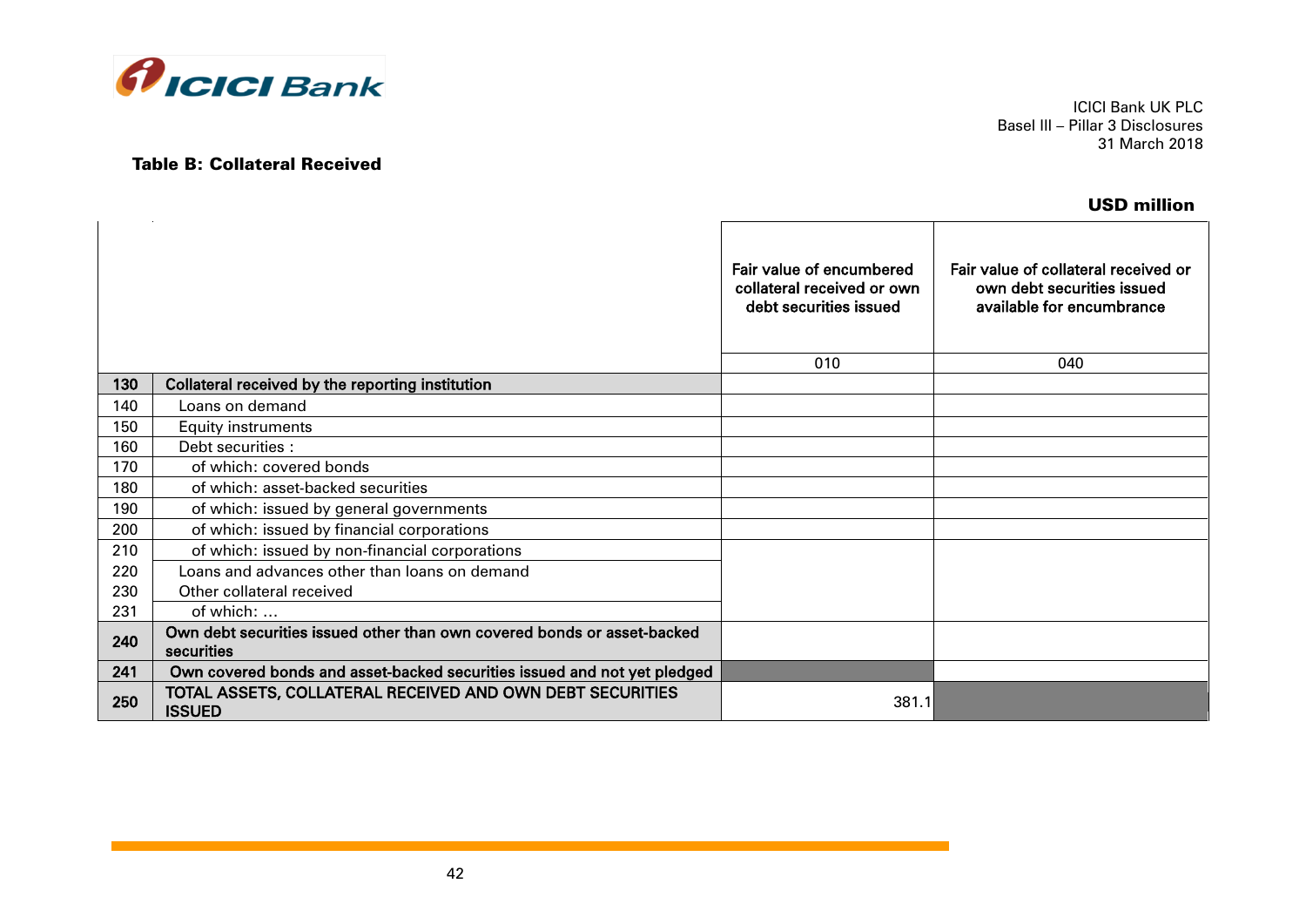### Table B: Collateral Received

**USD million**

| | | Fair value of encumbered collateral received or own debt securities issued | Fair value of collateral received or own debt securities issued available for encumbrance |
|---|---|---|---|
| | | 010 | 040 |
| **130** | **Collateral received by the reporting institution** | | |
| 140 | Loans on demand | | |
| 150 | Equity instruments | | |
| 160 | Debt securities : | | |
| 170 | of which: covered bonds | | |
| 180 | of which: asset-backed securities | | |
| 190 | of which: issued by general governments | | |
| 200 | of which: issued by financial corporations | | |
| 210 | of which: issued by non-financial corporations | | |
| 220 | Loans and advances other than loans on demand | | |
| 230 | Other collateral received | | |
| 231 | of which: … | | |
| **240** | **Own debt securities issued other than own covered bonds or asset-backed securities** | | |
| **241** | **Own covered bonds and asset-backed securities issued and not yet pledged** | | |
| **250** | **TOTAL ASSETS, COLLATERAL RECEIVED AND OWN DEBT SECURITIES ISSUED** | 381.1 | |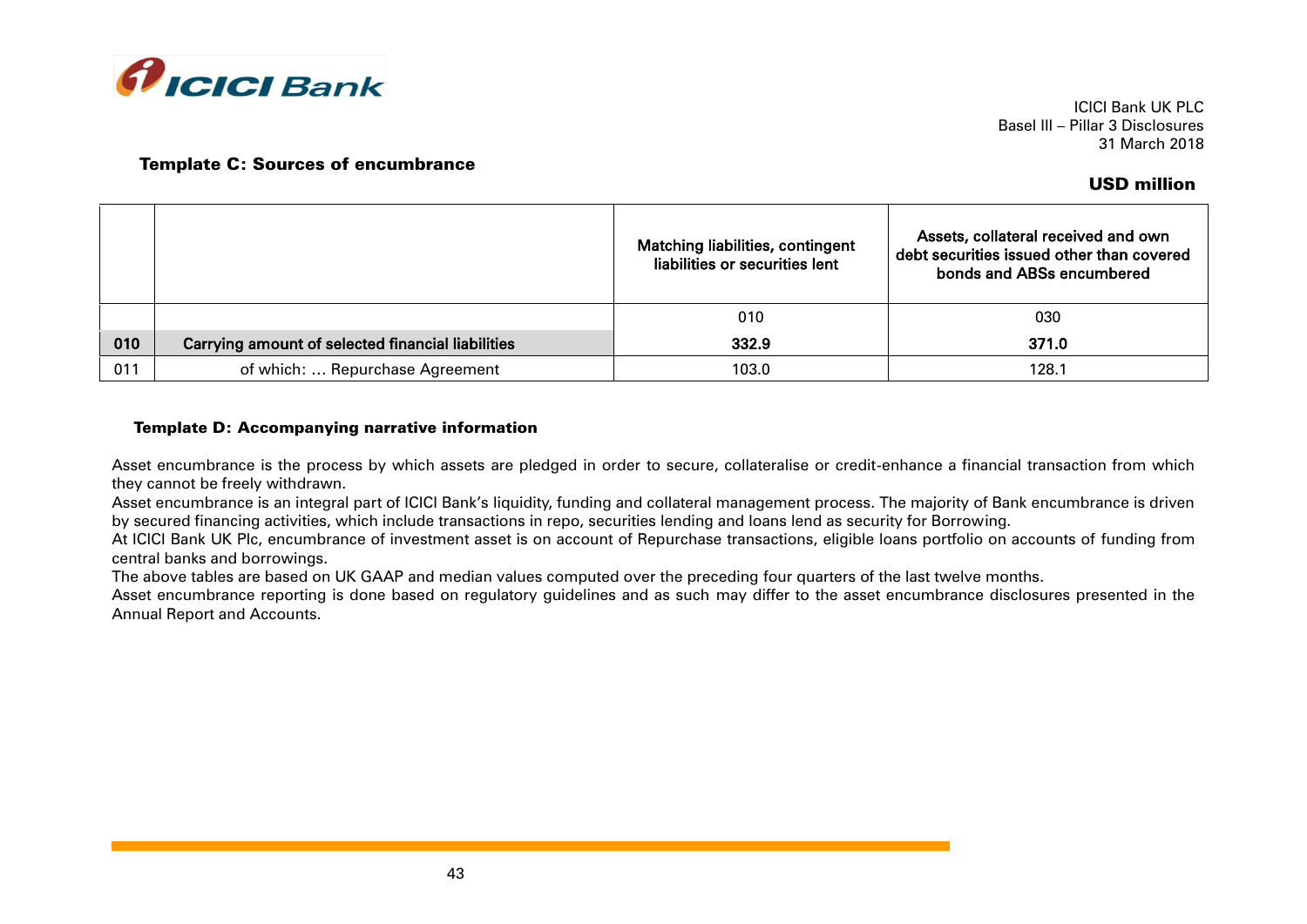### Template C: Sources of encumbrance

**USD million**

| | | Matching liabilities, contingent liabilities or securities lent | Assets, collateral received and own debt securities issued other than covered bonds and ABSs encumbered |
|---|---|---|---|
| | | 010 | 030 |
| **010** | **Carrying amount of selected financial liabilities** | **332.9** | **371.0** |
| 011 | of which: … Repurchase Agreement | 103.0 | 128.1 |

### Template D: Accompanying narrative information

Asset encumbrance is the process by which assets are pledged in order to secure, collateralise or credit-enhance a financial transaction from which they cannot be freely withdrawn.

Asset encumbrance is an integral part of ICICI Bank's liquidity, funding and collateral management process. The majority of Bank encumbrance is driven by secured financing activities, which include transactions in repo, securities lending and loans lend as security for Borrowing.

At ICICI Bank UK Plc, encumbrance of investment asset is on account of Repurchase transactions, eligible loans portfolio on accounts of funding from central banks and borrowings.

The above tables are based on UK GAAP and median values computed over the preceding four quarters of the last twelve months.

Asset encumbrance reporting is done based on regulatory guidelines and as such may differ to the asset encumbrance disclosures presented in the Annual Report and Accounts.